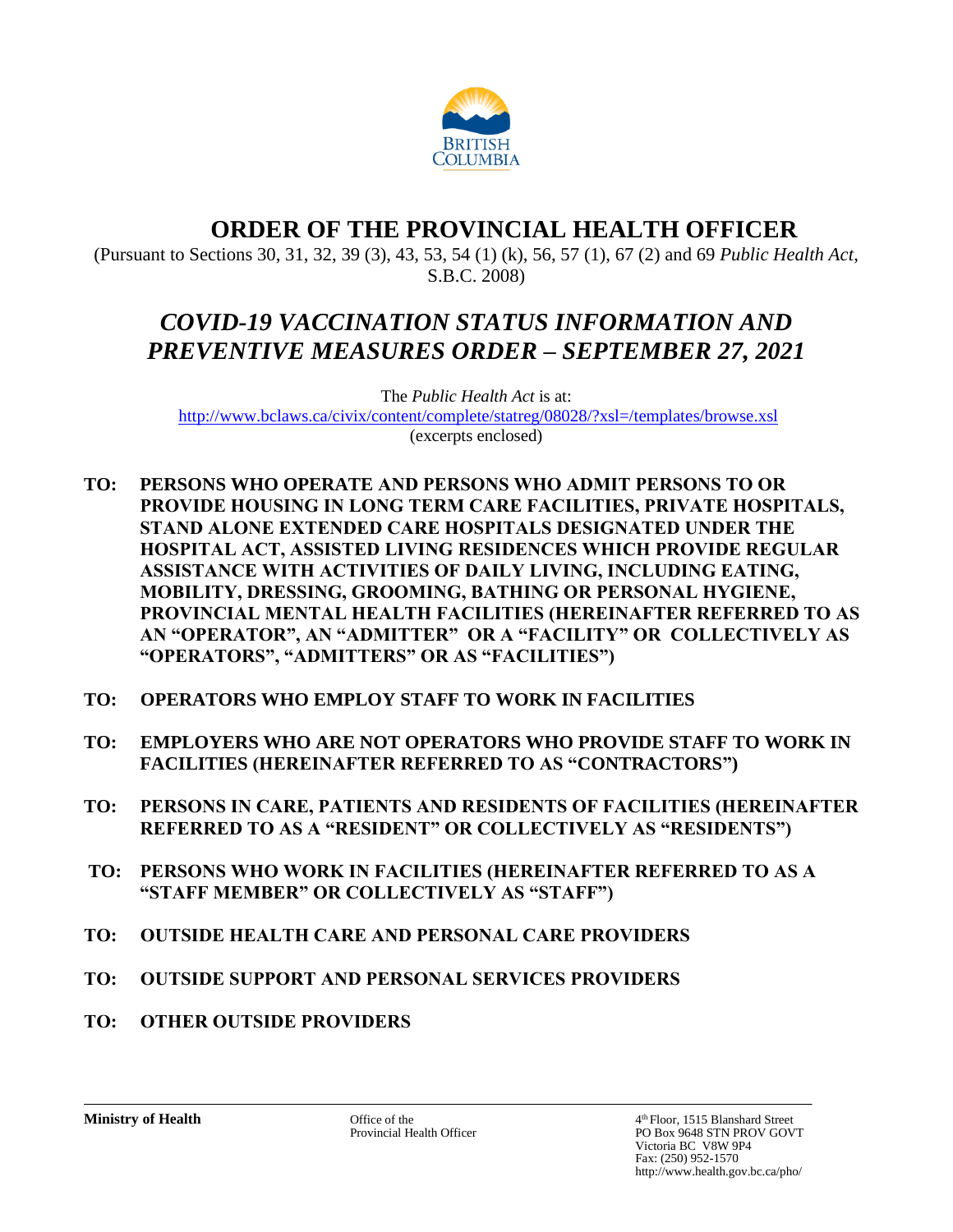# ORDER OF THE PROVINCIAL HEALTH OFFICER

(Pursuant to Sections 30, 31, 32, 39 (3), 43, 53, 54 (1) (k), 56, 57 (1), 67 (2) and 69 *Public Health Act*, S.B.C. 2008)

## *COVID-19 VACCINATION STATUS INFORMATION AND PREVENTIVE MEASURES ORDER – SEPTEMBER 27, 2021*

The *Public Health Act* is at:
http://www.bclaws.ca/civix/content/complete/statreg/08028/?xsl=/templates/browse.xsl
(excerpts enclosed)

**TO: PERSONS WHO OPERATE AND PERSONS WHO ADMIT PERSONS TO OR PROVIDE HOUSING IN LONG TERM CARE FACILITIES, PRIVATE HOSPITALS, STAND ALONE EXTENDED CARE HOSPITALS DESIGNATED UNDER THE HOSPITAL ACT, ASSISTED LIVING RESIDENCES WHICH PROVIDE REGULAR ASSISTANCE WITH ACTIVITIES OF DAILY LIVING, INCLUDING EATING, MOBILITY, DRESSING, GROOMING, BATHING OR PERSONAL HYGIENE, PROVINCIAL MENTAL HEALTH FACILITIES (HEREINAFTER REFERRED TO AS AN "OPERATOR", AN "ADMITTER" OR A "FACILITY" OR COLLECTIVELY AS "OPERATORS", "ADMITTERS" OR AS "FACILITIES")**

**TO: OPERATORS WHO EMPLOY STAFF TO WORK IN FACILITIES**

**TO: EMPLOYERS WHO ARE NOT OPERATORS WHO PROVIDE STAFF TO WORK IN FACILITIES (HEREINAFTER REFERRED TO AS "CONTRACTORS")**

**TO: PERSONS IN CARE, PATIENTS AND RESIDENTS OF FACILITIES (HEREINAFTER REFERRED TO AS A "RESIDENT" OR COLLECTIVELY AS "RESIDENTS")**

**TO: PERSONS WHO WORK IN FACILITIES (HEREINAFTER REFERRED TO AS A "STAFF MEMBER" OR COLLECTIVELY AS "STAFF")**

**TO: OUTSIDE HEALTH CARE AND PERSONAL CARE PROVIDERS**

**TO: OUTSIDE SUPPORT AND PERSONAL SERVICES PROVIDERS**

**TO: OTHER OUTSIDE PROVIDERS**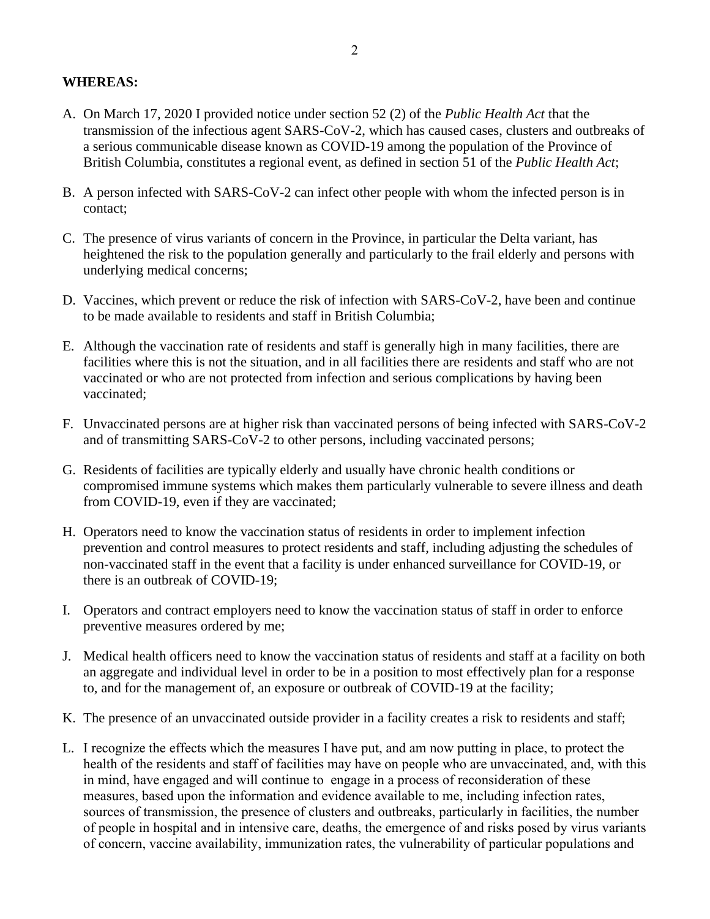**WHEREAS:**

A. On March 17, 2020 I provided notice under section 52 (2) of the *Public Health Act* that the transmission of the infectious agent SARS-CoV-2, which has caused cases, clusters and outbreaks of a serious communicable disease known as COVID-19 among the population of the Province of British Columbia, constitutes a regional event, as defined in section 51 of the *Public Health Act*;

B. A person infected with SARS-CoV-2 can infect other people with whom the infected person is in contact;

C. The presence of virus variants of concern in the Province, in particular the Delta variant, has heightened the risk to the population generally and particularly to the frail elderly and persons with underlying medical concerns;

D. Vaccines, which prevent or reduce the risk of infection with SARS-CoV-2, have been and continue to be made available to residents and staff in British Columbia;

E. Although the vaccination rate of residents and staff is generally high in many facilities, there are facilities where this is not the situation, and in all facilities there are residents and staff who are not vaccinated or who are not protected from infection and serious complications by having been vaccinated;

F. Unvaccinated persons are at higher risk than vaccinated persons of being infected with SARS-CoV-2 and of transmitting SARS-CoV-2 to other persons, including vaccinated persons;

G. Residents of facilities are typically elderly and usually have chronic health conditions or compromised immune systems which makes them particularly vulnerable to severe illness and death from COVID-19, even if they are vaccinated;

H. Operators need to know the vaccination status of residents in order to implement infection prevention and control measures to protect residents and staff, including adjusting the schedules of non-vaccinated staff in the event that a facility is under enhanced surveillance for COVID-19, or there is an outbreak of COVID-19;

I. Operators and contract employers need to know the vaccination status of staff in order to enforce preventive measures ordered by me;

J. Medical health officers need to know the vaccination status of residents and staff at a facility on both an aggregate and individual level in order to be in a position to most effectively plan for a response to, and for the management of, an exposure or outbreak of COVID-19 at the facility;

K. The presence of an unvaccinated outside provider in a facility creates a risk to residents and staff;

L. I recognize the effects which the measures I have put, and am now putting in place, to protect the health of the residents and staff of facilities may have on people who are unvaccinated, and, with this in mind, have engaged and will continue to engage in a process of reconsideration of these measures, based upon the information and evidence available to me, including infection rates, sources of transmission, the presence of clusters and outbreaks, particularly in facilities, the number of people in hospital and in intensive care, deaths, the emergence of and risks posed by virus variants of concern, vaccine availability, immunization rates, the vulnerability of particular populations and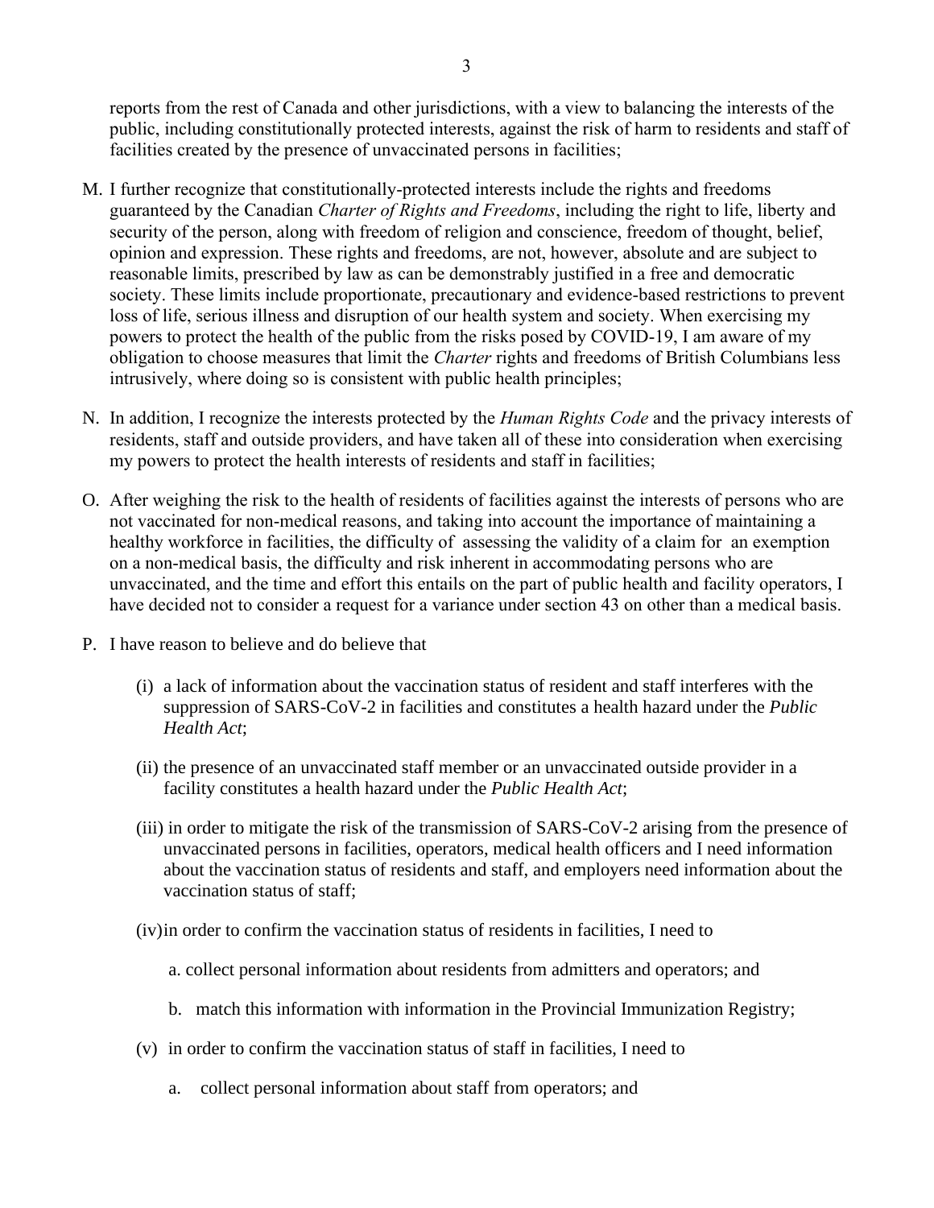reports from the rest of Canada and other jurisdictions, with a view to balancing the interests of the public, including constitutionally protected interests, against the risk of harm to residents and staff of facilities created by the presence of unvaccinated persons in facilities;

M. I further recognize that constitutionally-protected interests include the rights and freedoms guaranteed by the Canadian *Charter of Rights and Freedoms*, including the right to life, liberty and security of the person, along with freedom of religion and conscience, freedom of thought, belief, opinion and expression. These rights and freedoms, are not, however, absolute and are subject to reasonable limits, prescribed by law as can be demonstrably justified in a free and democratic society. These limits include proportionate, precautionary and evidence-based restrictions to prevent loss of life, serious illness and disruption of our health system and society. When exercising my powers to protect the health of the public from the risks posed by COVID-19, I am aware of my obligation to choose measures that limit the *Charter* rights and freedoms of British Columbians less intrusively, where doing so is consistent with public health principles;

N. In addition, I recognize the interests protected by the *Human Rights Code* and the privacy interests of residents, staff and outside providers, and have taken all of these into consideration when exercising my powers to protect the health interests of residents and staff in facilities;

O. After weighing the risk to the health of residents of facilities against the interests of persons who are not vaccinated for non-medical reasons, and taking into account the importance of maintaining a healthy workforce in facilities, the difficulty of assessing the validity of a claim for an exemption on a non-medical basis, the difficulty and risk inherent in accommodating persons who are unvaccinated, and the time and effort this entails on the part of public health and facility operators, I have decided not to consider a request for a variance under section 43 on other than a medical basis.

P. I have reason to believe and do believe that

(i) a lack of information about the vaccination status of resident and staff interferes with the suppression of SARS-CoV-2 in facilities and constitutes a health hazard under the *Public Health Act*;

(ii) the presence of an unvaccinated staff member or an unvaccinated outside provider in a facility constitutes a health hazard under the *Public Health Act*;

(iii) in order to mitigate the risk of the transmission of SARS-CoV-2 arising from the presence of unvaccinated persons in facilities, operators, medical health officers and I need information about the vaccination status of residents and staff, and employers need information about the vaccination status of staff;

(iv) in order to confirm the vaccination status of residents in facilities, I need to

a. collect personal information about residents from admitters and operators; and

b. match this information with information in the Provincial Immunization Registry;

(v) in order to confirm the vaccination status of staff in facilities, I need to

a. collect personal information about staff from operators; and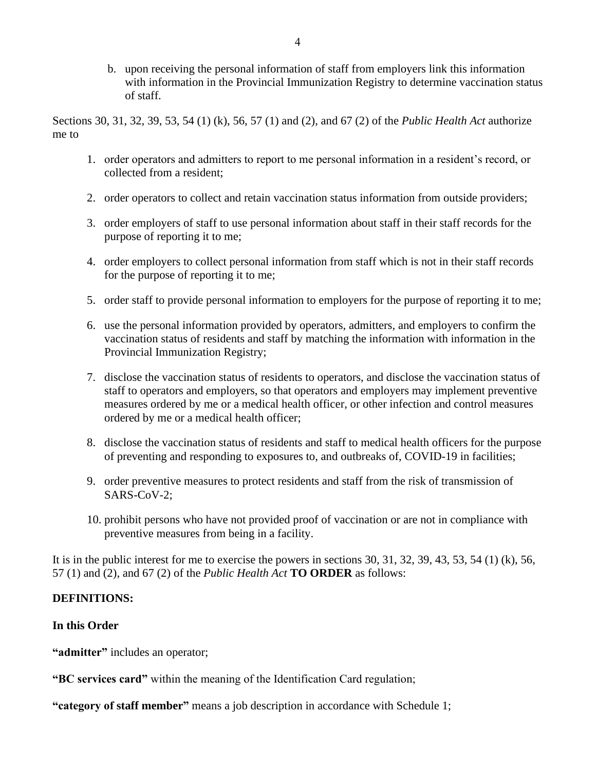b. upon receiving the personal information of staff from employers link this information with information in the Provincial Immunization Registry to determine vaccination status of staff.

Sections 30, 31, 32, 39, 53, 54 (1) (k), 56, 57 (1) and (2), and 67 (2) of the *Public Health Act* authorize me to

1. order operators and admitters to report to me personal information in a resident's record, or collected from a resident;

2. order operators to collect and retain vaccination status information from outside providers;

3. order employers of staff to use personal information about staff in their staff records for the purpose of reporting it to me;

4. order employers to collect personal information from staff which is not in their staff records for the purpose of reporting it to me;

5. order staff to provide personal information to employers for the purpose of reporting it to me;

6. use the personal information provided by operators, admitters, and employers to confirm the vaccination status of residents and staff by matching the information with information in the Provincial Immunization Registry;

7. disclose the vaccination status of residents to operators, and disclose the vaccination status of staff to operators and employers, so that operators and employers may implement preventive measures ordered by me or a medical health officer, or other infection and control measures ordered by me or a medical health officer;

8. disclose the vaccination status of residents and staff to medical health officers for the purpose of preventing and responding to exposures to, and outbreaks of, COVID-19 in facilities;

9. order preventive measures to protect residents and staff from the risk of transmission of SARS-CoV-2;

10. prohibit persons who have not provided proof of vaccination or are not in compliance with preventive measures from being in a facility.

It is in the public interest for me to exercise the powers in sections 30, 31, 32, 39, 43, 53, 54 (1) (k), 56, 57 (1) and (2), and 67 (2) of the *Public Health Act* **TO ORDER** as follows:

**DEFINITIONS:**

**In this Order**

**"admitter"** includes an operator;

**"BC services card"** within the meaning of the Identification Card regulation;

**"category of staff member"** means a job description in accordance with Schedule 1;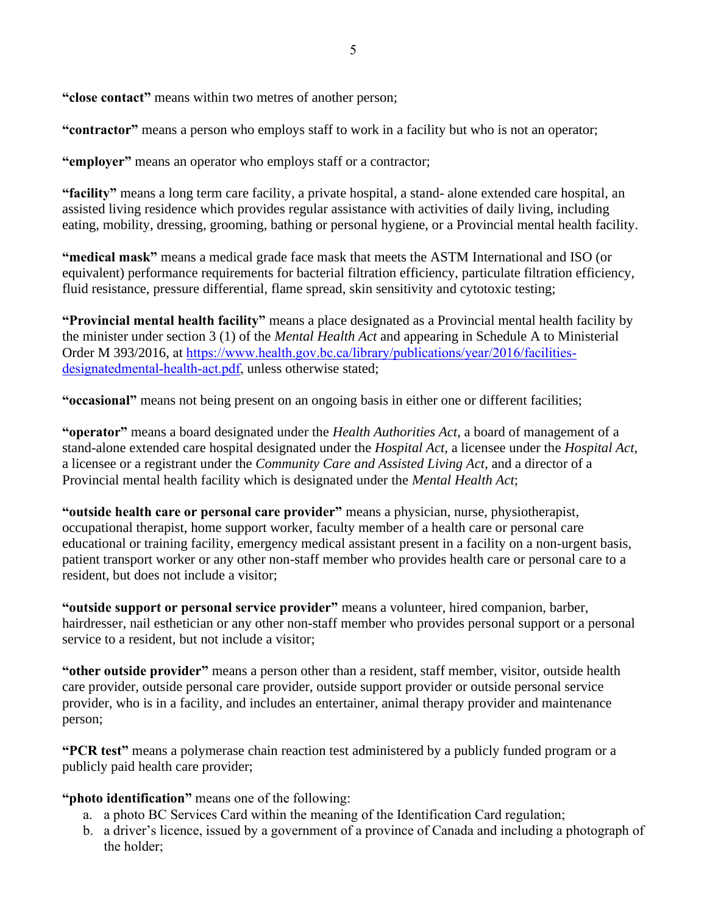**"close contact"** means within two metres of another person;

**"contractor"** means a person who employs staff to work in a facility but who is not an operator;

**"employer"** means an operator who employs staff or a contractor;

**"facility"** means a long term care facility, a private hospital, a stand- alone extended care hospital, an assisted living residence which provides regular assistance with activities of daily living, including eating, mobility, dressing, grooming, bathing or personal hygiene, or a Provincial mental health facility.

**"medical mask"** means a medical grade face mask that meets the ASTM International and ISO (or equivalent) performance requirements for bacterial filtration efficiency, particulate filtration efficiency, fluid resistance, pressure differential, flame spread, skin sensitivity and cytotoxic testing;

**"Provincial mental health facility"** means a place designated as a Provincial mental health facility by the minister under section 3 (1) of the *Mental Health Act* and appearing in Schedule A to Ministerial Order M 393/2016, at [https://www.health.gov.bc.ca/library/publications/year/2016/facilities-designatedmental-health-act.pdf](https://www.health.gov.bc.ca/library/publications/year/2016/facilities-designatedmental-health-act.pdf), unless otherwise stated;

**"occasional"** means not being present on an ongoing basis in either one or different facilities;

**"operator"** means a board designated under the *Health Authorities Act*, a board of management of a stand-alone extended care hospital designated under the *Hospital Act*, a licensee under the *Hospital Act*, a licensee or a registrant under the *Community Care and Assisted Living Act,* and a director of a Provincial mental health facility which is designated under the *Mental Health Act*;

**"outside health care or personal care provider"** means a physician, nurse, physiotherapist, occupational therapist, home support worker, faculty member of a health care or personal care educational or training facility, emergency medical assistant present in a facility on a non-urgent basis, patient transport worker or any other non-staff member who provides health care or personal care to a resident, but does not include a visitor;

**"outside support or personal service provider"** means a volunteer, hired companion, barber, hairdresser, nail esthetician or any other non-staff member who provides personal support or a personal service to a resident, but not include a visitor;

**"other outside provider"** means a person other than a resident, staff member, visitor, outside health care provider, outside personal care provider, outside support provider or outside personal service provider, who is in a facility, and includes an entertainer, animal therapy provider and maintenance person;

**"PCR test"** means a polymerase chain reaction test administered by a publicly funded program or a publicly paid health care provider;

**"photo identification"** means one of the following:

a. a photo BC Services Card within the meaning of the Identification Card regulation;
b. a driver's licence, issued by a government of a province of Canada and including a photograph of the holder;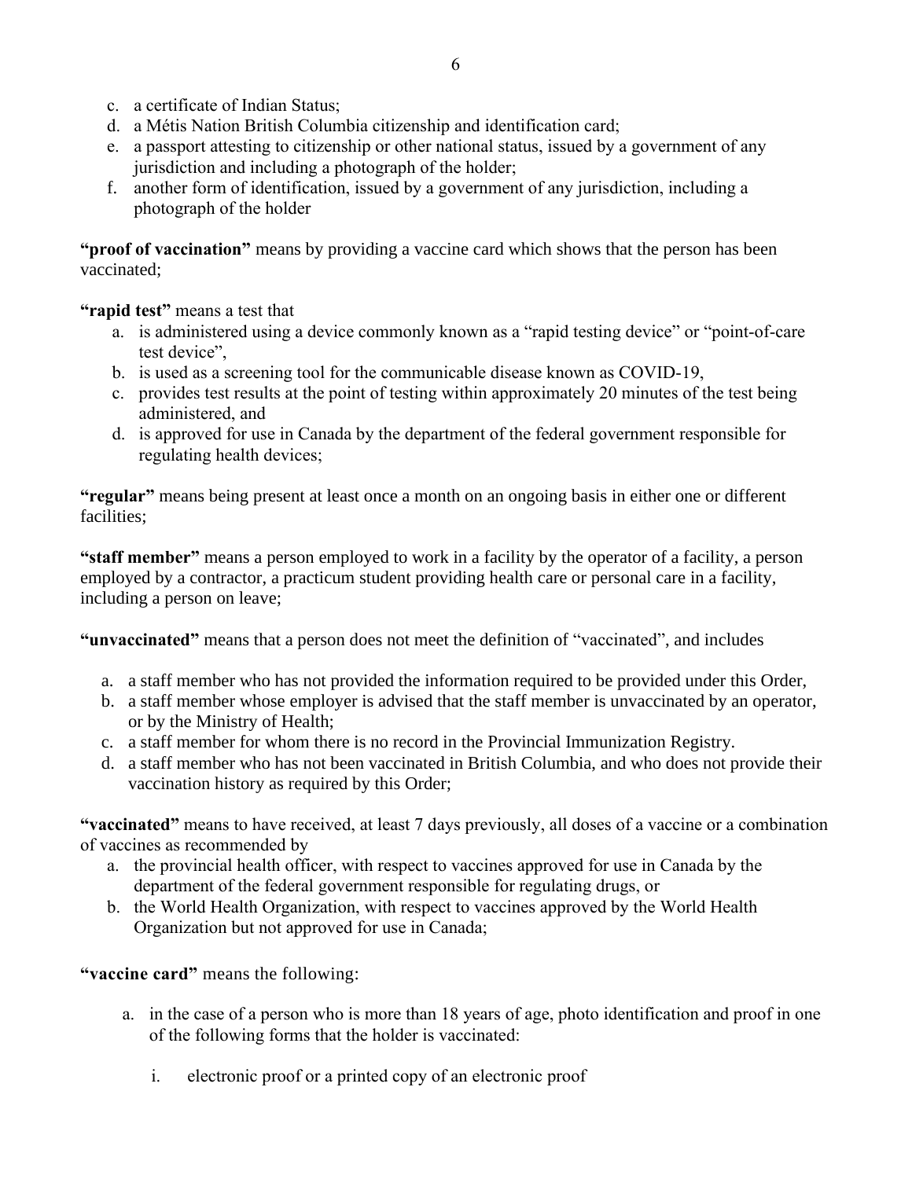c. a certificate of Indian Status;
d. a Métis Nation British Columbia citizenship and identification card;
e. a passport attesting to citizenship or other national status, issued by a government of any jurisdiction and including a photograph of the holder;
f. another form of identification, issued by a government of any jurisdiction, including a photograph of the holder

**"proof of vaccination"** means by providing a vaccine card which shows that the person has been vaccinated;

**"rapid test"** means a test that

a. is administered using a device commonly known as a "rapid testing device" or "point-of-care test device",
b. is used as a screening tool for the communicable disease known as COVID-19,
c. provides test results at the point of testing within approximately 20 minutes of the test being administered, and
d. is approved for use in Canada by the department of the federal government responsible for regulating health devices;

**"regular"** means being present at least once a month on an ongoing basis in either one or different facilities;

**"staff member"** means a person employed to work in a facility by the operator of a facility, a person employed by a contractor, a practicum student providing health care or personal care in a facility, including a person on leave;

**"unvaccinated"** means that a person does not meet the definition of "vaccinated", and includes

a. a staff member who has not provided the information required to be provided under this Order,
b. a staff member whose employer is advised that the staff member is unvaccinated by an operator, or by the Ministry of Health;
c. a staff member for whom there is no record in the Provincial Immunization Registry.
d. a staff member who has not been vaccinated in British Columbia, and who does not provide their vaccination history as required by this Order;

**"vaccinated"** means to have received, at least 7 days previously, all doses of a vaccine or a combination of vaccines as recommended by

a. the provincial health officer, with respect to vaccines approved for use in Canada by the department of the federal government responsible for regulating drugs, or
b. the World Health Organization, with respect to vaccines approved by the World Health Organization but not approved for use in Canada;

**"vaccine card"** means the following:

a. in the case of a person who is more than 18 years of age, photo identification and proof in one of the following forms that the holder is vaccinated:

    i. electronic proof or a printed copy of an electronic proof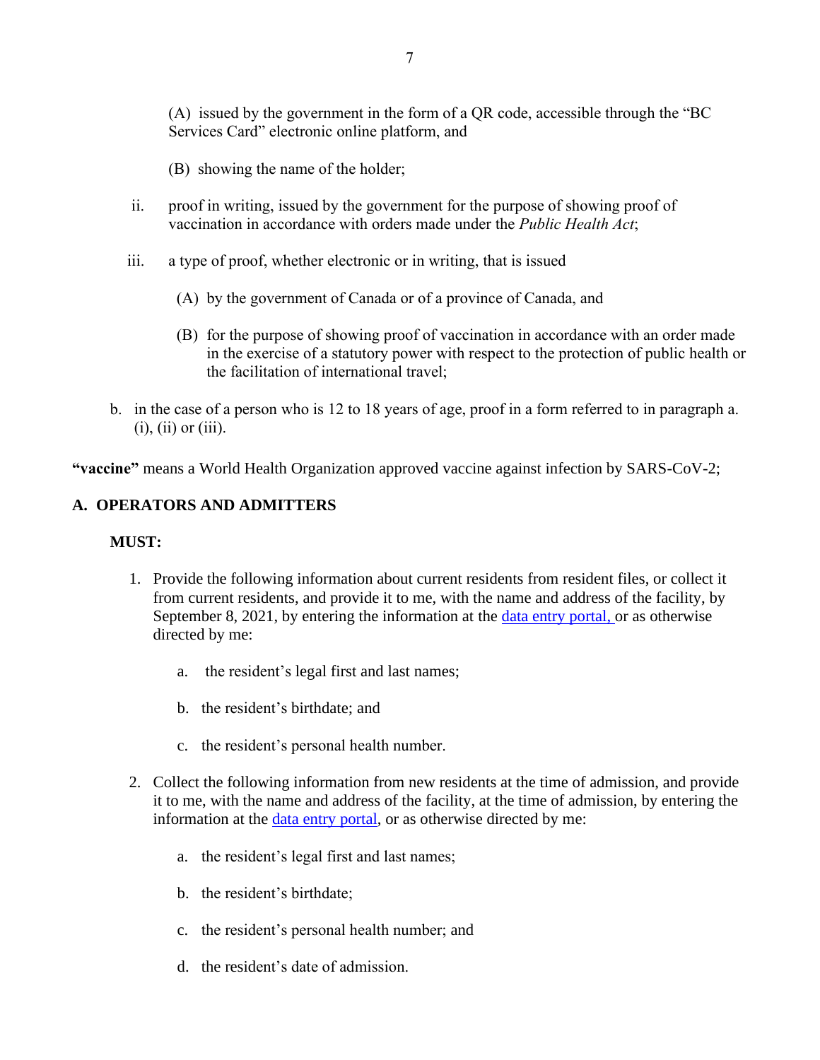(A) issued by the government in the form of a QR code, accessible through the "BC Services Card" electronic online platform, and

(B) showing the name of the holder;

ii. proof in writing, issued by the government for the purpose of showing proof of vaccination in accordance with orders made under the *Public Health Act*;

iii. a type of proof, whether electronic or in writing, that is issued

(A) by the government of Canada or of a province of Canada, and

(B) for the purpose of showing proof of vaccination in accordance with an order made in the exercise of a statutory power with respect to the protection of public health or the facilitation of international travel;

b. in the case of a person who is 12 to 18 years of age, proof in a form referred to in paragraph a. (i), (ii) or (iii).

**"vaccine"** means a World Health Organization approved vaccine against infection by SARS-CoV-2;

## A. OPERATORS AND ADMITTERS

**MUST:**

1. Provide the following information about current residents from resident files, or collect it from current residents, and provide it to me, with the name and address of the facility, by September 8, 2021, by entering the information at the data entry portal, or as otherwise directed by me:

   a. the resident's legal first and last names;

   b. the resident's birthdate; and

   c. the resident's personal health number.

2. Collect the following information from new residents at the time of admission, and provide it to me, with the name and address of the facility, at the time of admission, by entering the information at the data entry portal, or as otherwise directed by me:

   a. the resident's legal first and last names;

   b. the resident's birthdate;

   c. the resident's personal health number; and

   d. the resident's date of admission.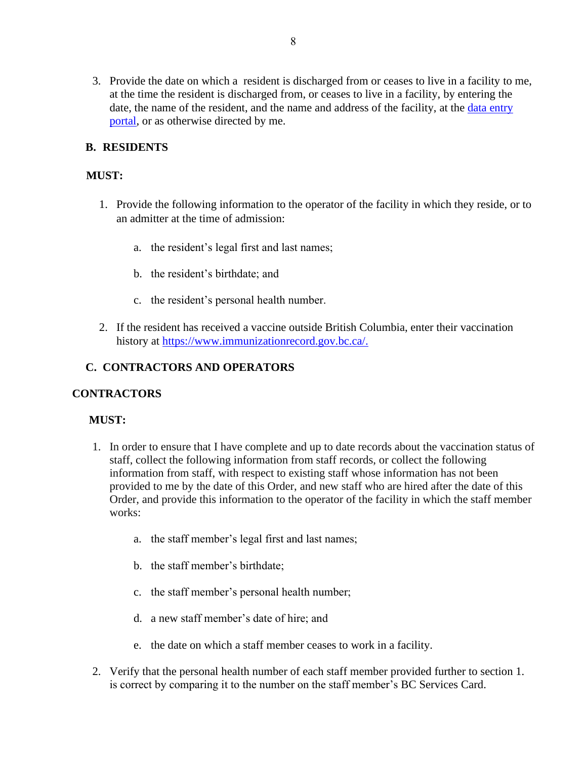3. Provide the date on which a resident is discharged from or ceases to live in a facility to me, at the time the resident is discharged from, or ceases to live in a facility, by entering the date, the name of the resident, and the name and address of the facility, at the data entry portal, or as otherwise directed by me.

### B. RESIDENTS

**MUST:**

1. Provide the following information to the operator of the facility in which they reside, or to an admitter at the time of admission:

   a. the resident's legal first and last names;

   b. the resident's birthdate; and

   c. the resident's personal health number.

2. If the resident has received a vaccine outside British Columbia, enter their vaccination history at https://www.immunizationrecord.gov.bc.ca/.

### C. CONTRACTORS AND OPERATORS

#### CONTRACTORS

**MUST:**

1. In order to ensure that I have complete and up to date records about the vaccination status of staff, collect the following information from staff records, or collect the following information from staff, with respect to existing staff whose information has not been provided to me by the date of this Order, and new staff who are hired after the date of this Order, and provide this information to the operator of the facility in which the staff member works:

   a. the staff member's legal first and last names;

   b. the staff member's birthdate;

   c. the staff member's personal health number;

   d. a new staff member's date of hire; and

   e. the date on which a staff member ceases to work in a facility.

2. Verify that the personal health number of each staff member provided further to section 1. is correct by comparing it to the number on the staff member's BC Services Card.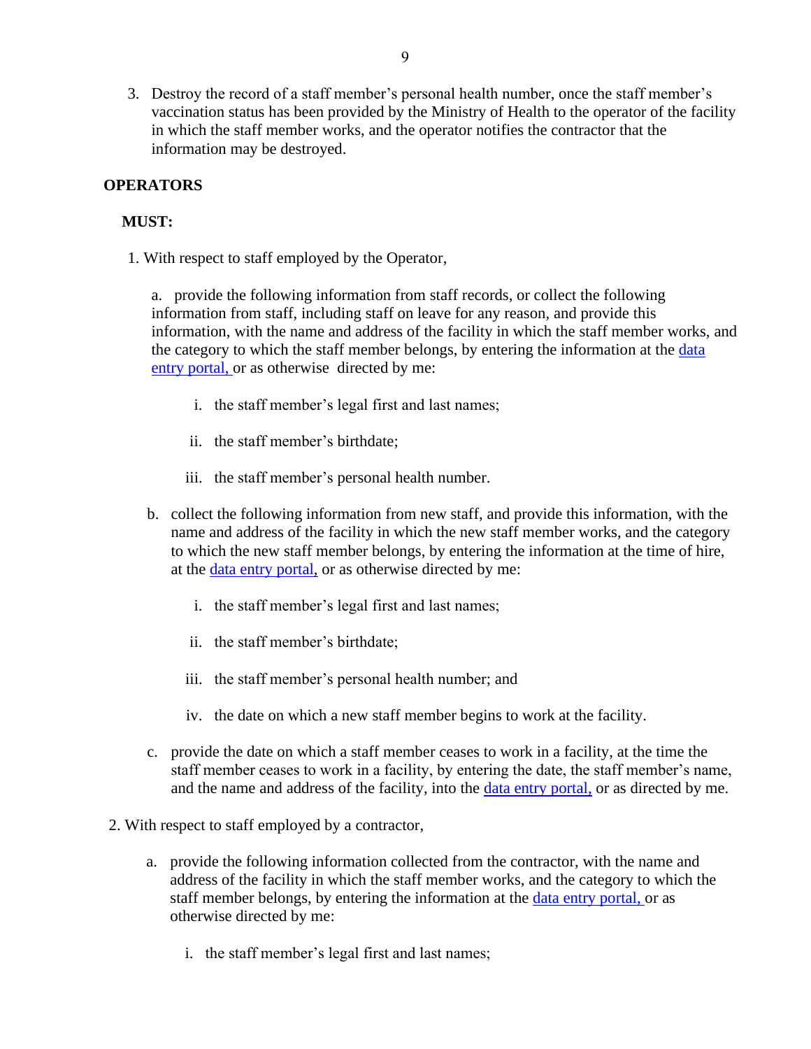3. Destroy the record of a staff member's personal health number, once the staff member's vaccination status has been provided by the Ministry of Health to the operator of the facility in which the staff member works, and the operator notifies the contractor that the information may be destroyed.

**OPERATORS**

**MUST:**

1. With respect to staff employed by the Operator,

   a. provide the following information from staff records, or collect the following information from staff, including staff on leave for any reason, and provide this information, with the name and address of the facility in which the staff member works, and the category to which the staff member belongs, by entering the information at the data entry portal, or as otherwise directed by me:

      i. the staff member's legal first and last names;

      ii. the staff member's birthdate;

      iii. the staff member's personal health number.

   b. collect the following information from new staff, and provide this information, with the name and address of the facility in which the new staff member works, and the category to which the new staff member belongs, by entering the information at the time of hire, at the data entry portal, or as otherwise directed by me:

      i. the staff member's legal first and last names;

      ii. the staff member's birthdate;

      iii. the staff member's personal health number; and

      iv. the date on which a new staff member begins to work at the facility.

   c. provide the date on which a staff member ceases to work in a facility, at the time the staff member ceases to work in a facility, by entering the date, the staff member's name, and the name and address of the facility, into the data entry portal, or as directed by me.

2. With respect to staff employed by a contractor,

   a. provide the following information collected from the contractor, with the name and address of the facility in which the staff member works, and the category to which the staff member belongs, by entering the information at the data entry portal, or as otherwise directed by me:

      i. the staff member's legal first and last names;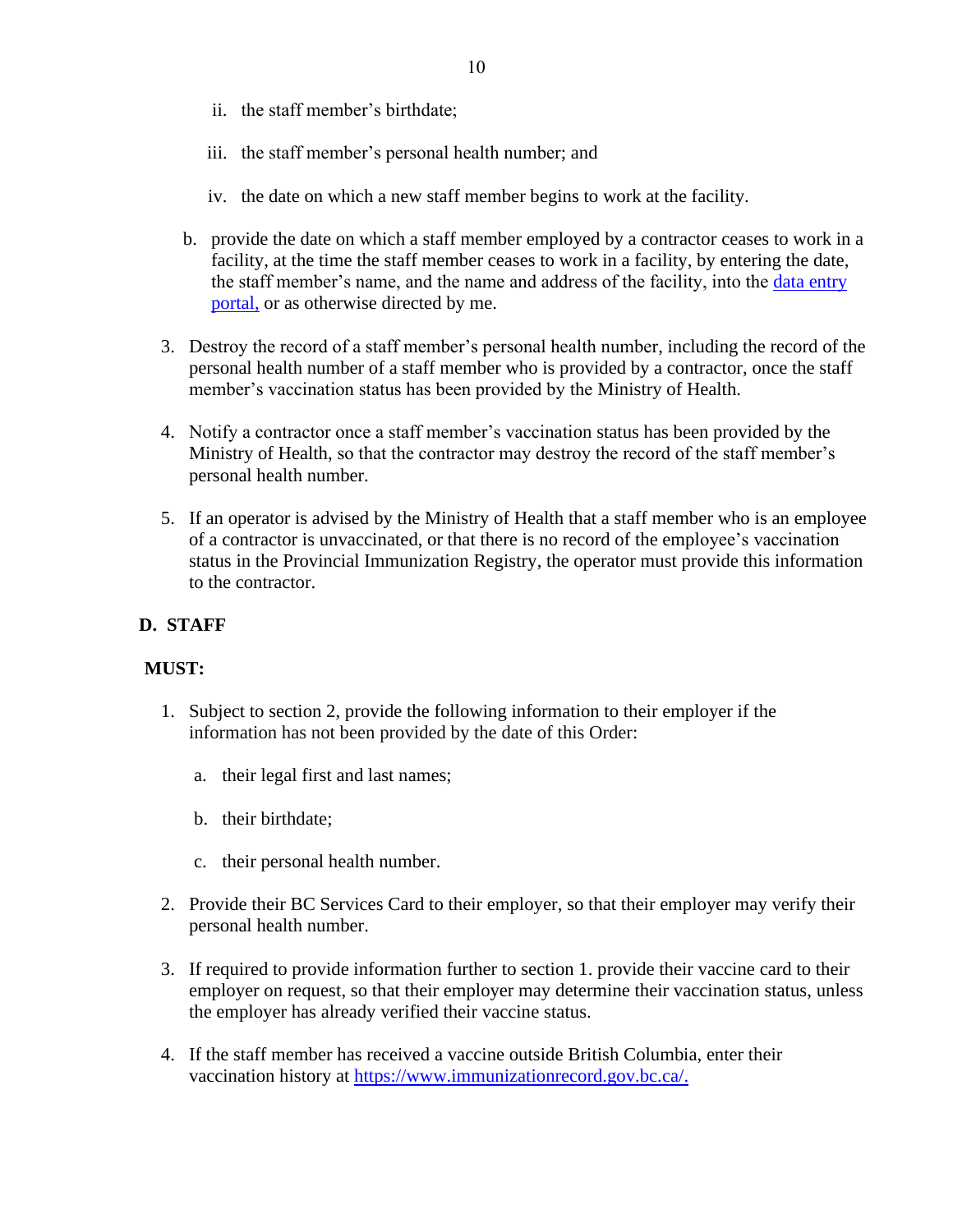ii. the staff member's birthdate;

   iii. the staff member's personal health number; and

   iv. the date on which a new staff member begins to work at the facility.

b. provide the date on which a staff member employed by a contractor ceases to work in a facility, at the time the staff member ceases to work in a facility, by entering the date, the staff member's name, and the name and address of the facility, into the [data entry portal,] or as otherwise directed by me.

3. Destroy the record of a staff member's personal health number, including the record of the personal health number of a staff member who is provided by a contractor, once the staff member's vaccination status has been provided by the Ministry of Health.

4. Notify a contractor once a staff member's vaccination status has been provided by the Ministry of Health, so that the contractor may destroy the record of the staff member's personal health number.

5. If an operator is advised by the Ministry of Health that a staff member who is an employee of a contractor is unvaccinated, or that there is no record of the employee's vaccination status in the Provincial Immunization Registry, the operator must provide this information to the contractor.

## D. STAFF

**MUST:**

1. Subject to section 2, provide the following information to their employer if the information has not been provided by the date of this Order:

   a. their legal first and last names;

   b. their birthdate;

   c. their personal health number.

2. Provide their BC Services Card to their employer, so that their employer may verify their personal health number.

3. If required to provide information further to section 1. provide their vaccine card to their employer on request, so that their employer may determine their vaccination status, unless the employer has already verified their vaccine status.

4. If the staff member has received a vaccine outside British Columbia, enter their vaccination history at https://www.immunizationrecord.gov.bc.ca/.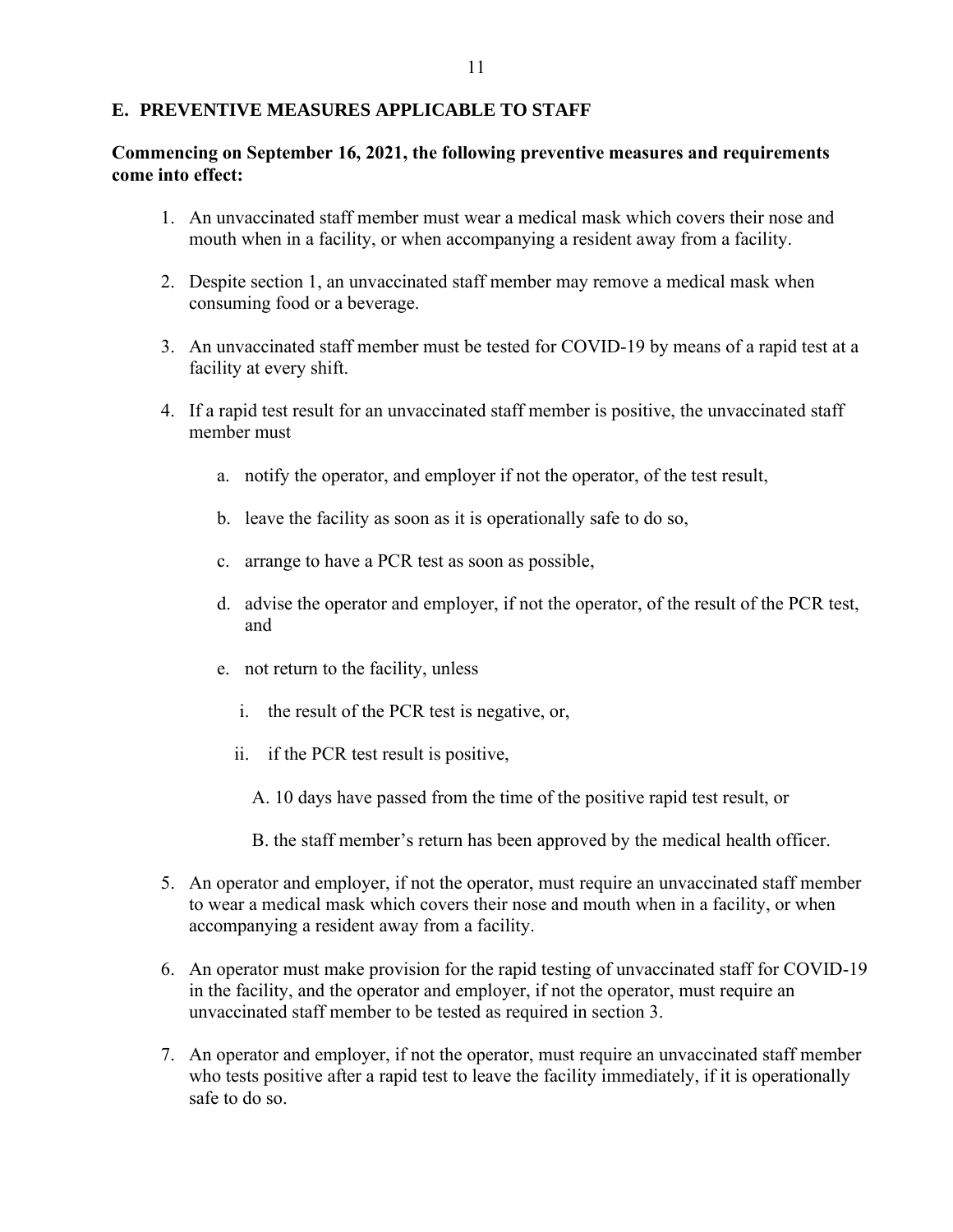## E. PREVENTIVE MEASURES APPLICABLE TO STAFF

**Commencing on September 16, 2021, the following preventive measures and requirements come into effect:**

1. An unvaccinated staff member must wear a medical mask which covers their nose and mouth when in a facility, or when accompanying a resident away from a facility.

2. Despite section 1, an unvaccinated staff member may remove a medical mask when consuming food or a beverage.

3. An unvaccinated staff member must be tested for COVID-19 by means of a rapid test at a facility at every shift.

4. If a rapid test result for an unvaccinated staff member is positive, the unvaccinated staff member must

    a. notify the operator, and employer if not the operator, of the test result,

    b. leave the facility as soon as it is operationally safe to do so,

    c. arrange to have a PCR test as soon as possible,

    d. advise the operator and employer, if not the operator, of the result of the PCR test, and

    e. not return to the facility, unless

        i. the result of the PCR test is negative, or,

        ii. if the PCR test result is positive,

            A. 10 days have passed from the time of the positive rapid test result, or

            B. the staff member's return has been approved by the medical health officer.

5. An operator and employer, if not the operator, must require an unvaccinated staff member to wear a medical mask which covers their nose and mouth when in a facility, or when accompanying a resident away from a facility.

6. An operator must make provision for the rapid testing of unvaccinated staff for COVID-19 in the facility, and the operator and employer, if not the operator, must require an unvaccinated staff member to be tested as required in section 3.

7. An operator and employer, if not the operator, must require an unvaccinated staff member who tests positive after a rapid test to leave the facility immediately, if it is operationally safe to do so.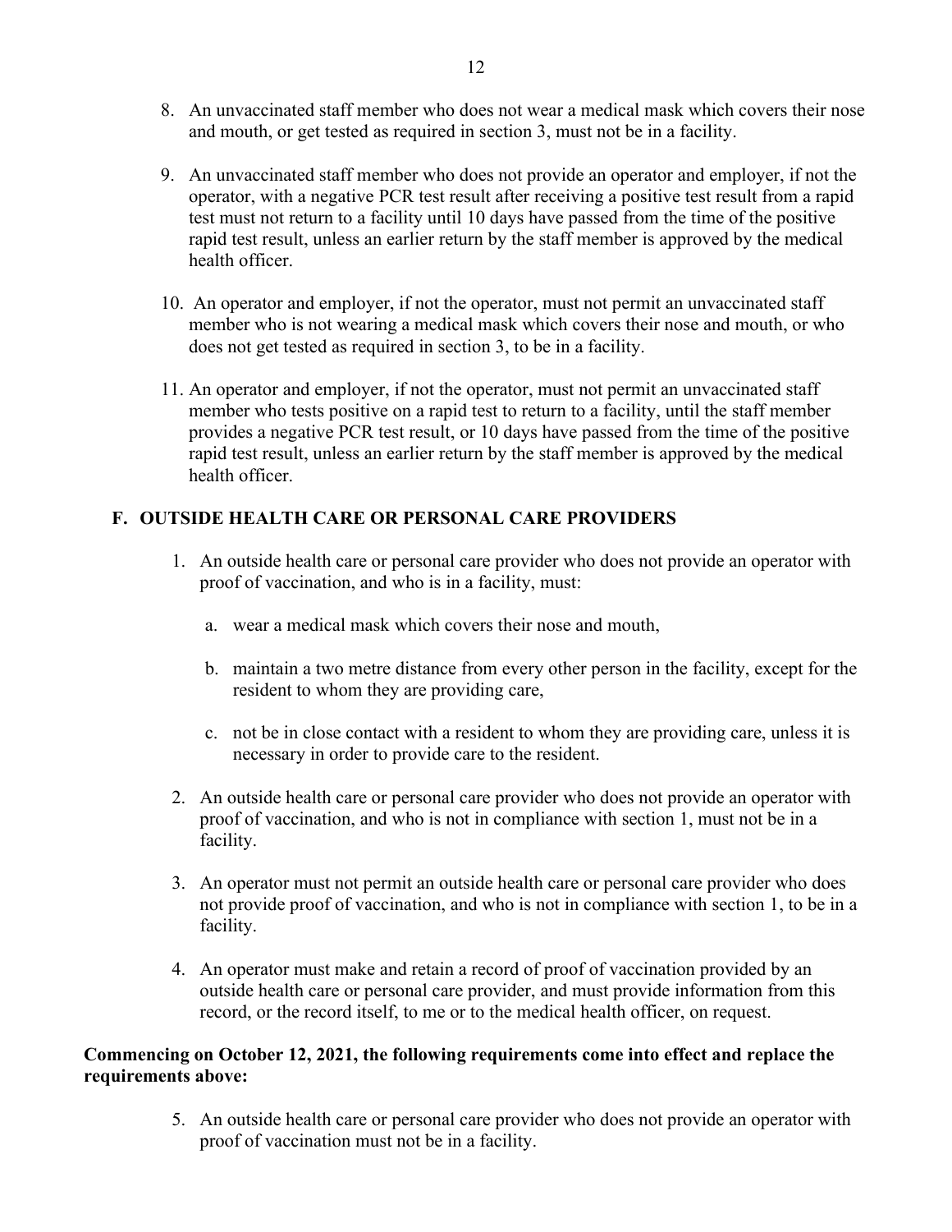8. An unvaccinated staff member who does not wear a medical mask which covers their nose and mouth, or get tested as required in section 3, must not be in a facility.

9. An unvaccinated staff member who does not provide an operator and employer, if not the operator, with a negative PCR test result after receiving a positive test result from a rapid test must not return to a facility until 10 days have passed from the time of the positive rapid test result, unless an earlier return by the staff member is approved by the medical health officer.

10. An operator and employer, if not the operator, must not permit an unvaccinated staff member who is not wearing a medical mask which covers their nose and mouth, or who does not get tested as required in section 3, to be in a facility.

11. An operator and employer, if not the operator, must not permit an unvaccinated staff member who tests positive on a rapid test to return to a facility, until the staff member provides a negative PCR test result, or 10 days have passed from the time of the positive rapid test result, unless an earlier return by the staff member is approved by the medical health officer.

## F. OUTSIDE HEALTH CARE OR PERSONAL CARE PROVIDERS

1. An outside health care or personal care provider who does not provide an operator with proof of vaccination, and who is in a facility, must:

   a. wear a medical mask which covers their nose and mouth,

   b. maintain a two metre distance from every other person in the facility, except for the resident to whom they are providing care,

   c. not be in close contact with a resident to whom they are providing care, unless it is necessary in order to provide care to the resident.

2. An outside health care or personal care provider who does not provide an operator with proof of vaccination, and who is not in compliance with section 1, must not be in a facility.

3. An operator must not permit an outside health care or personal care provider who does not provide proof of vaccination, and who is not in compliance with section 1, to be in a facility.

4. An operator must make and retain a record of proof of vaccination provided by an outside health care or personal care provider, and must provide information from this record, or the record itself, to me or to the medical health officer, on request.

**Commencing on October 12, 2021, the following requirements come into effect and replace the requirements above:**

5. An outside health care or personal care provider who does not provide an operator with proof of vaccination must not be in a facility.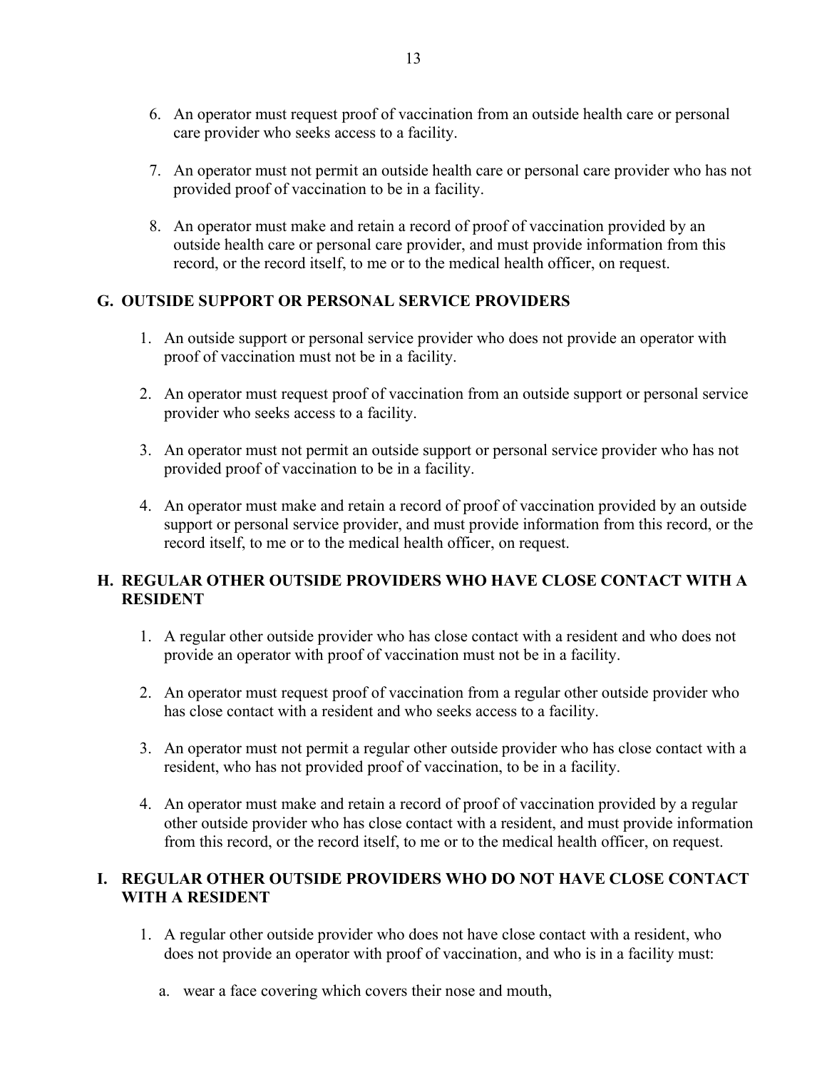6. An operator must request proof of vaccination from an outside health care or personal care provider who seeks access to a facility.

7. An operator must not permit an outside health care or personal care provider who has not provided proof of vaccination to be in a facility.

8. An operator must make and retain a record of proof of vaccination provided by an outside health care or personal care provider, and must provide information from this record, or the record itself, to me or to the medical health officer, on request.

## G. OUTSIDE SUPPORT OR PERSONAL SERVICE PROVIDERS

1. An outside support or personal service provider who does not provide an operator with proof of vaccination must not be in a facility.

2. An operator must request proof of vaccination from an outside support or personal service provider who seeks access to a facility.

3. An operator must not permit an outside support or personal service provider who has not provided proof of vaccination to be in a facility.

4. An operator must make and retain a record of proof of vaccination provided by an outside support or personal service provider, and must provide information from this record, or the record itself, to me or to the medical health officer, on request.

## H. REGULAR OTHER OUTSIDE PROVIDERS WHO HAVE CLOSE CONTACT WITH A RESIDENT

1. A regular other outside provider who has close contact with a resident and who does not provide an operator with proof of vaccination must not be in a facility.

2. An operator must request proof of vaccination from a regular other outside provider who has close contact with a resident and who seeks access to a facility.

3. An operator must not permit a regular other outside provider who has close contact with a resident, who has not provided proof of vaccination, to be in a facility.

4. An operator must make and retain a record of proof of vaccination provided by a regular other outside provider who has close contact with a resident, and must provide information from this record, or the record itself, to me or to the medical health officer, on request.

## I. REGULAR OTHER OUTSIDE PROVIDERS WHO DO NOT HAVE CLOSE CONTACT WITH A RESIDENT

1. A regular other outside provider who does not have close contact with a resident, who does not provide an operator with proof of vaccination, and who is in a facility must:

   a. wear a face covering which covers their nose and mouth,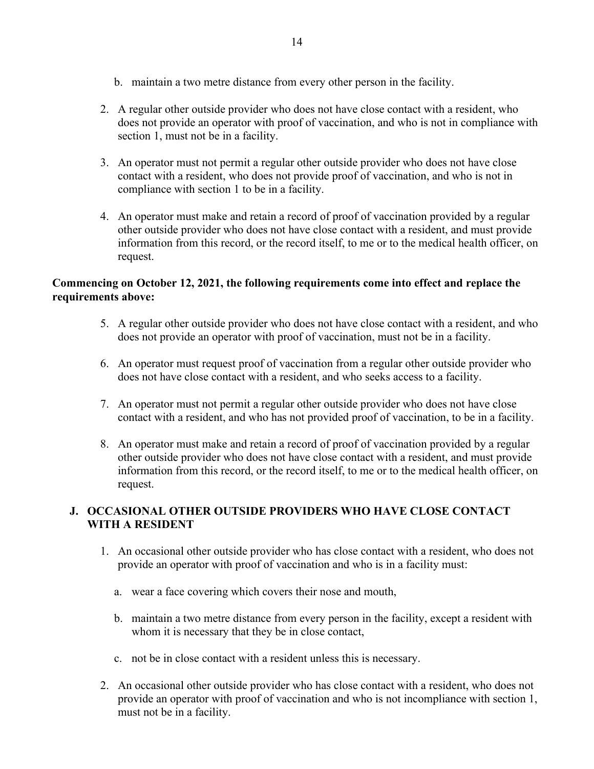b. maintain a two metre distance from every other person in the facility.

2. A regular other outside provider who does not have close contact with a resident, who does not provide an operator with proof of vaccination, and who is not in compliance with section 1, must not be in a facility.

3. An operator must not permit a regular other outside provider who does not have close contact with a resident, who does not provide proof of vaccination, and who is not in compliance with section 1 to be in a facility.

4. An operator must make and retain a record of proof of vaccination provided by a regular other outside provider who does not have close contact with a resident, and must provide information from this record, or the record itself, to me or to the medical health officer, on request.

**Commencing on October 12, 2021, the following requirements come into effect and replace the requirements above:**

5. A regular other outside provider who does not have close contact with a resident, and who does not provide an operator with proof of vaccination, must not be in a facility.

6. An operator must request proof of vaccination from a regular other outside provider who does not have close contact with a resident, and who seeks access to a facility.

7. An operator must not permit a regular other outside provider who does not have close contact with a resident, and who has not provided proof of vaccination, to be in a facility.

8. An operator must make and retain a record of proof of vaccination provided by a regular other outside provider who does not have close contact with a resident, and must provide information from this record, or the record itself, to me or to the medical health officer, on request.

## J. OCCASIONAL OTHER OUTSIDE PROVIDERS WHO HAVE CLOSE CONTACT WITH A RESIDENT

1. An occasional other outside provider who has close contact with a resident, who does not provide an operator with proof of vaccination and who is in a facility must:

   a. wear a face covering which covers their nose and mouth,

   b. maintain a two metre distance from every person in the facility, except a resident with whom it is necessary that they be in close contact,

   c. not be in close contact with a resident unless this is necessary.

2. An occasional other outside provider who has close contact with a resident, who does not provide an operator with proof of vaccination and who is not incompliance with section 1, must not be in a facility.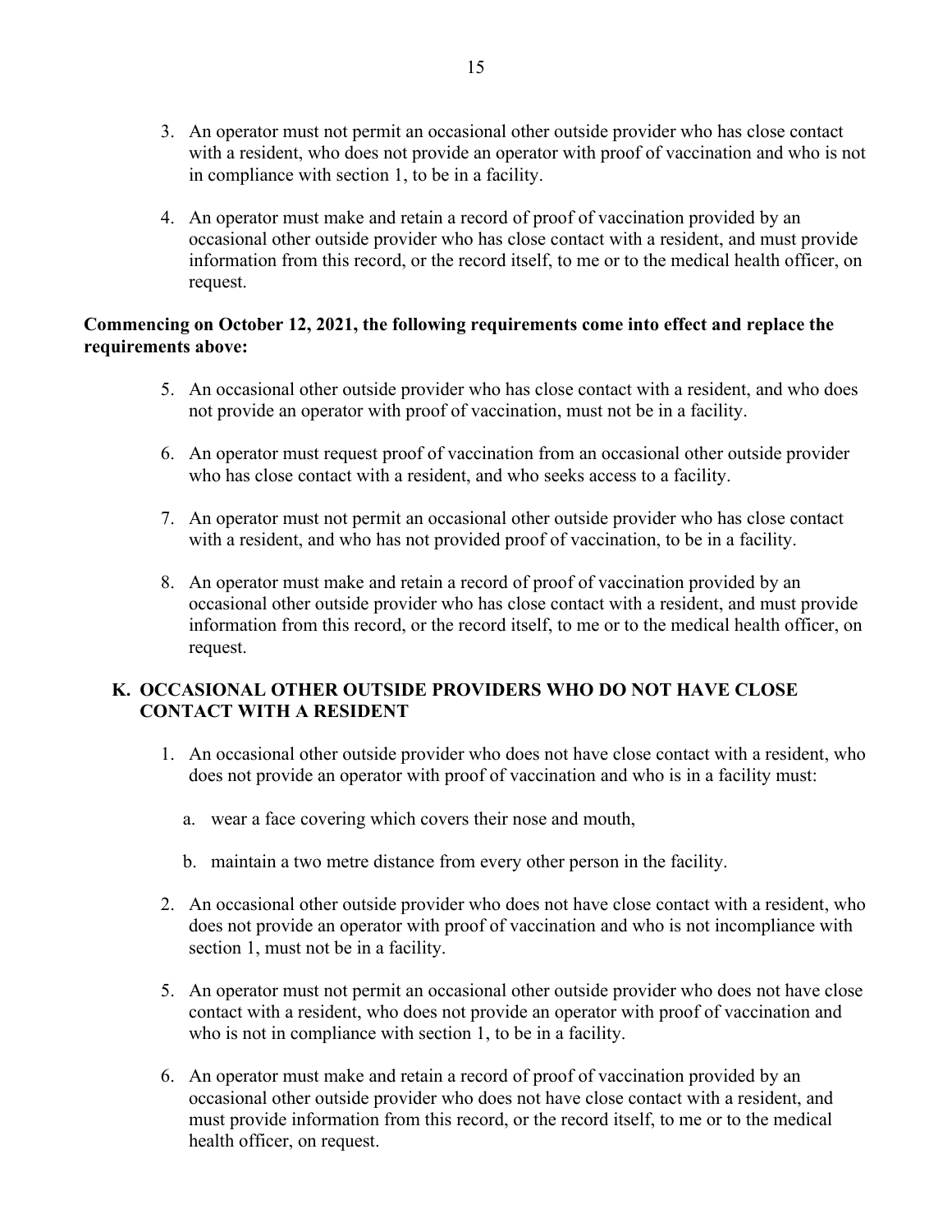3. An operator must not permit an occasional other outside provider who has close contact with a resident, who does not provide an operator with proof of vaccination and who is not in compliance with section 1, to be in a facility.

4. An operator must make and retain a record of proof of vaccination provided by an occasional other outside provider who has close contact with a resident, and must provide information from this record, or the record itself, to me or to the medical health officer, on request.

**Commencing on October 12, 2021, the following requirements come into effect and replace the requirements above:**

5. An occasional other outside provider who has close contact with a resident, and who does not provide an operator with proof of vaccination, must not be in a facility.

6. An operator must request proof of vaccination from an occasional other outside provider who has close contact with a resident, and who seeks access to a facility.

7. An operator must not permit an occasional other outside provider who has close contact with a resident, and who has not provided proof of vaccination, to be in a facility.

8. An operator must make and retain a record of proof of vaccination provided by an occasional other outside provider who has close contact with a resident, and must provide information from this record, or the record itself, to me or to the medical health officer, on request.

## K. OCCASIONAL OTHER OUTSIDE PROVIDERS WHO DO NOT HAVE CLOSE CONTACT WITH A RESIDENT

1. An occasional other outside provider who does not have close contact with a resident, who does not provide an operator with proof of vaccination and who is in a facility must:

   a. wear a face covering which covers their nose and mouth,

   b. maintain a two metre distance from every other person in the facility.

2. An occasional other outside provider who does not have close contact with a resident, who does not provide an operator with proof of vaccination and who is not incompliance with section 1, must not be in a facility.

5. An operator must not permit an occasional other outside provider who does not have close contact with a resident, who does not provide an operator with proof of vaccination and who is not in compliance with section 1, to be in a facility.

6. An operator must make and retain a record of proof of vaccination provided by an occasional other outside provider who does not have close contact with a resident, and must provide information from this record, or the record itself, to me or to the medical health officer, on request.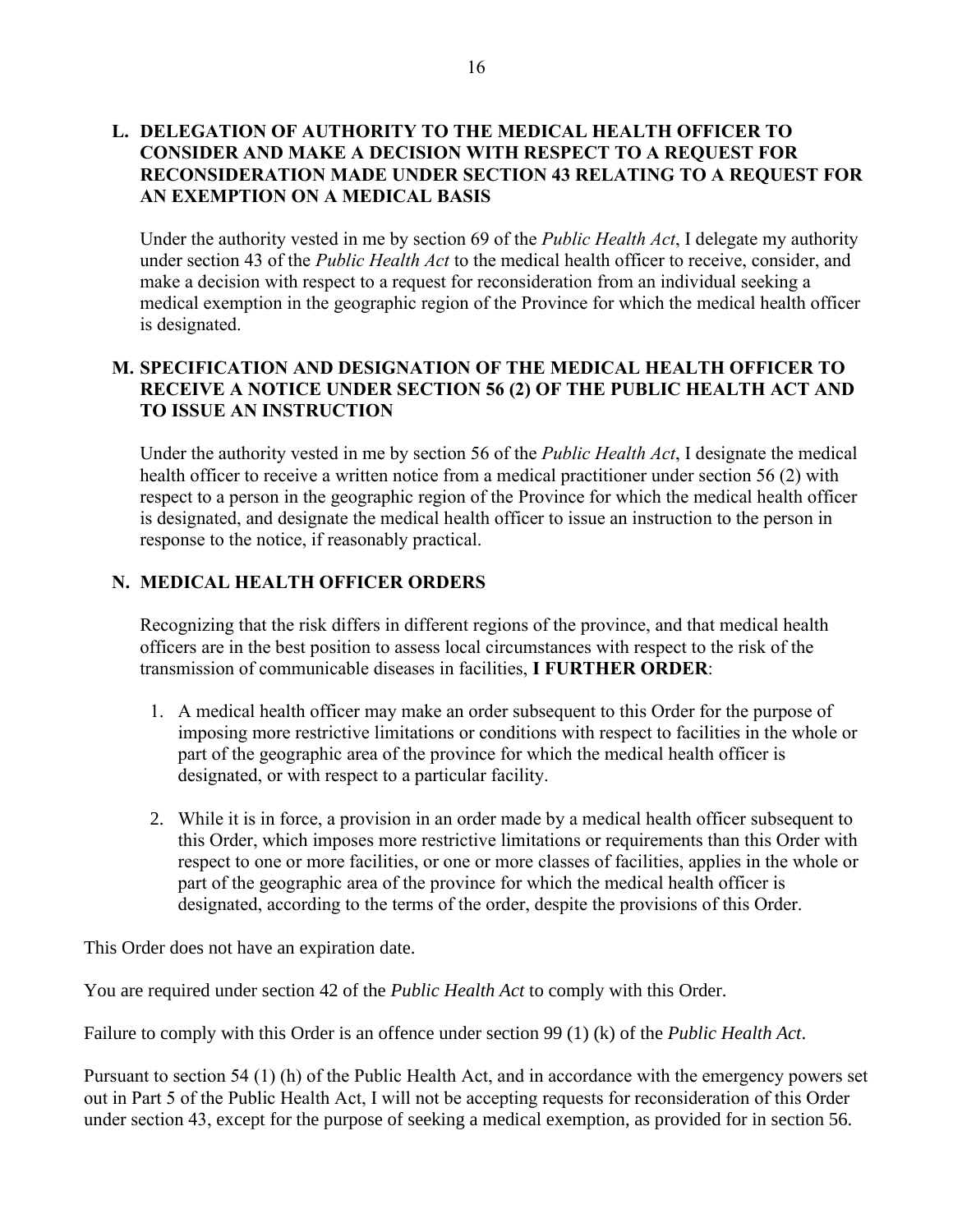## L. DELEGATION OF AUTHORITY TO THE MEDICAL HEALTH OFFICER TO CONSIDER AND MAKE A DECISION WITH RESPECT TO A REQUEST FOR RECONSIDERATION MADE UNDER SECTION 43 RELATING TO A REQUEST FOR AN EXEMPTION ON A MEDICAL BASIS

Under the authority vested in me by section 69 of the *Public Health Act*, I delegate my authority under section 43 of the *Public Health Act* to the medical health officer to receive, consider, and make a decision with respect to a request for reconsideration from an individual seeking a medical exemption in the geographic region of the Province for which the medical health officer is designated.

## M. SPECIFICATION AND DESIGNATION OF THE MEDICAL HEALTH OFFICER TO RECEIVE A NOTICE UNDER SECTION 56 (2) OF THE PUBLIC HEALTH ACT AND TO ISSUE AN INSTRUCTION

Under the authority vested in me by section 56 of the *Public Health Act*, I designate the medical health officer to receive a written notice from a medical practitioner under section 56 (2) with respect to a person in the geographic region of the Province for which the medical health officer is designated, and designate the medical health officer to issue an instruction to the person in response to the notice, if reasonably practical.

## N. MEDICAL HEALTH OFFICER ORDERS

Recognizing that the risk differs in different regions of the province, and that medical health officers are in the best position to assess local circumstances with respect to the risk of the transmission of communicable diseases in facilities, **I FURTHER ORDER**:

1. A medical health officer may make an order subsequent to this Order for the purpose of imposing more restrictive limitations or conditions with respect to facilities in the whole or part of the geographic area of the province for which the medical health officer is designated, or with respect to a particular facility.

2. While it is in force, a provision in an order made by a medical health officer subsequent to this Order, which imposes more restrictive limitations or requirements than this Order with respect to one or more facilities, or one or more classes of facilities, applies in the whole or part of the geographic area of the province for which the medical health officer is designated, according to the terms of the order, despite the provisions of this Order.

This Order does not have an expiration date.

You are required under section 42 of the *Public Health Act* to comply with this Order.

Failure to comply with this Order is an offence under section 99 (1) (k) of the *Public Health Act*.

Pursuant to section 54 (1) (h) of the Public Health Act, and in accordance with the emergency powers set out in Part 5 of the Public Health Act, I will not be accepting requests for reconsideration of this Order under section 43, except for the purpose of seeking a medical exemption, as provided for in section 56.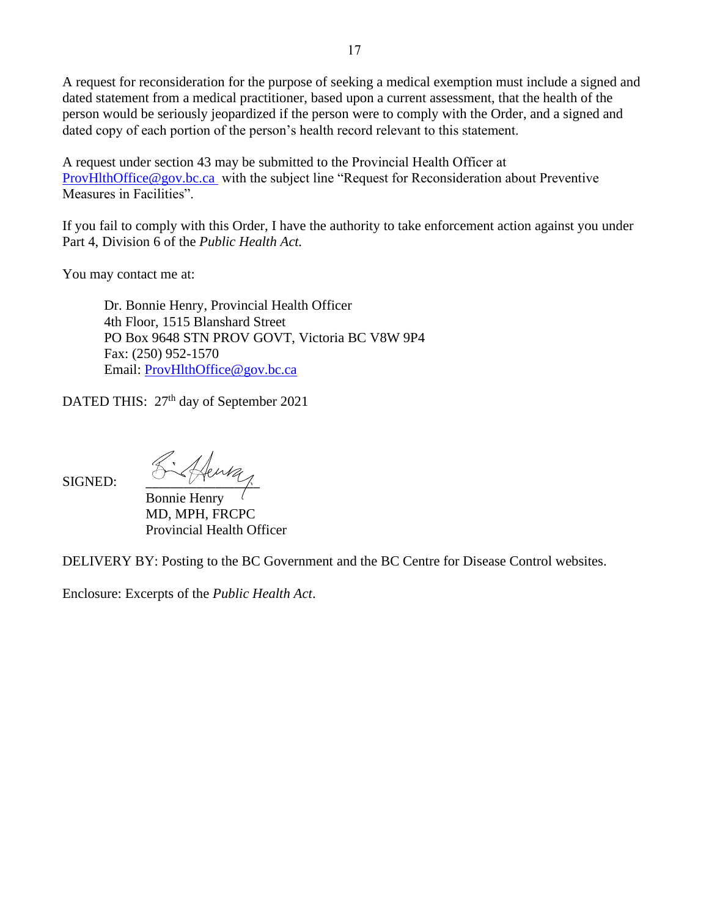A request for reconsideration for the purpose of seeking a medical exemption must include a signed and dated statement from a medical practitioner, based upon a current assessment, that the health of the person would be seriously jeopardized if the person were to comply with the Order, and a signed and dated copy of each portion of the person's health record relevant to this statement.

A request under section 43 may be submitted to the Provincial Health Officer at ProvHlthOffice@gov.bc.ca with the subject line "Request for Reconsideration about Preventive Measures in Facilities".

If you fail to comply with this Order, I have the authority to take enforcement action against you under Part 4, Division 6 of the *Public Health Act.*

You may contact me at:

> Dr. Bonnie Henry, Provincial Health Officer
> 4th Floor, 1515 Blanshard Street
> PO Box 9648 STN PROV GOVT, Victoria BC V8W 9P4
> Fax: (250) 952-1570
> Email: ProvHlthOffice@gov.bc.ca

DATED THIS: 27th day of September 2021

SIGNED: ____________________
Bonnie Henry
MD, MPH, FRCPC
Provincial Health Officer

DELIVERY BY: Posting to the BC Government and the BC Centre for Disease Control websites.

Enclosure: Excerpts of the *Public Health Act*.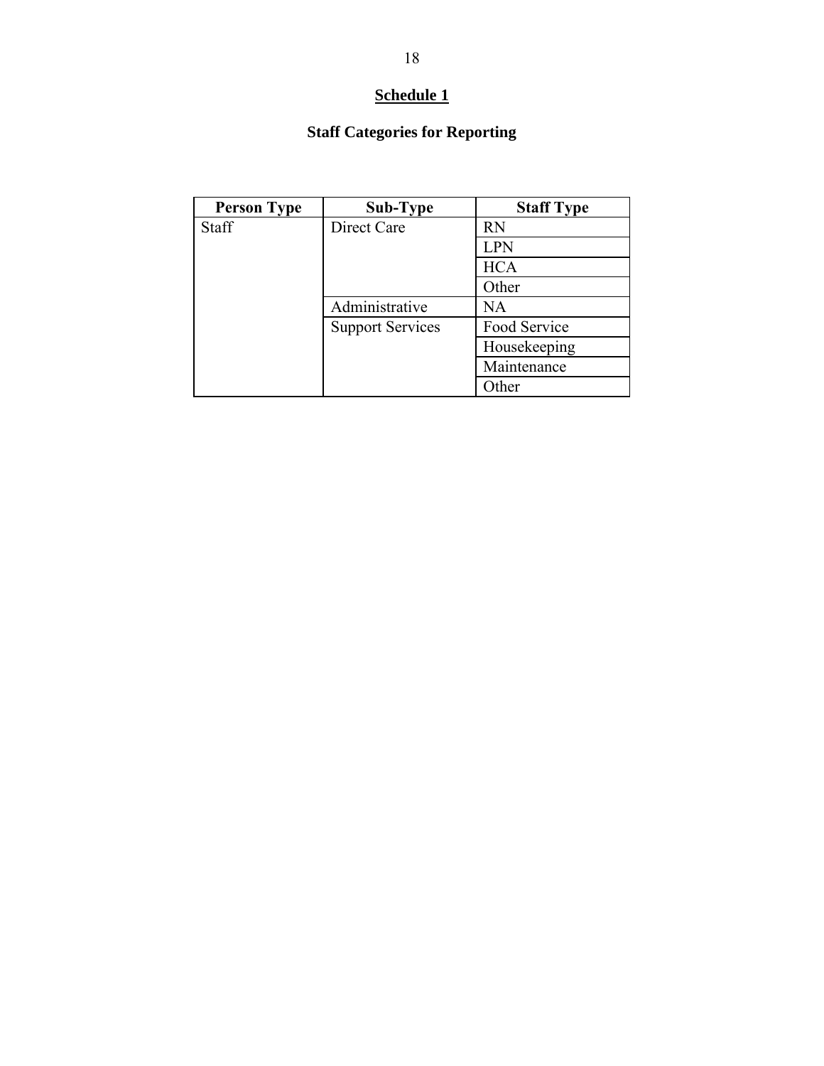## Schedule 1

### Staff Categories for Reporting

| Person Type | Sub-Type | Staff Type |
|---|---|---|
| Staff | Direct Care | RN |
| | | LPN |
| | | HCA |
| | | Other |
| | Administrative | NA |
| | Support Services | Food Service |
| | | Housekeeping |
| | | Maintenance |
| | | Other |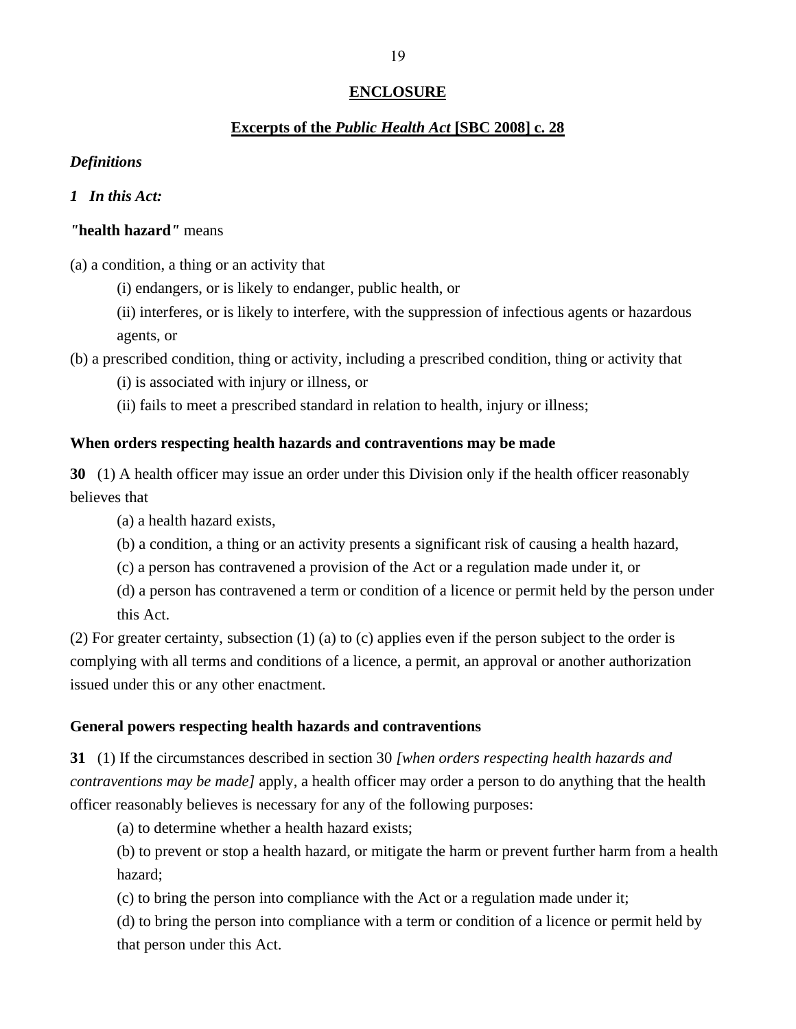# ENCLOSURE

## Excerpts of the *Public Health Act* [SBC 2008] c. 28

***Definitions***

***1 In this Act:***

*"***health hazard***"* means

(a) a condition, a thing or an activity that

(i) endangers, or is likely to endanger, public health, or

(ii) interferes, or is likely to interfere, with the suppression of infectious agents or hazardous agents, or

(b) a prescribed condition, thing or activity, including a prescribed condition, thing or activity that

(i) is associated with injury or illness, or

(ii) fails to meet a prescribed standard in relation to health, injury or illness;

**When orders respecting health hazards and contraventions may be made**

**30** (1) A health officer may issue an order under this Division only if the health officer reasonably believes that

(a) a health hazard exists,

(b) a condition, a thing or an activity presents a significant risk of causing a health hazard,

(c) a person has contravened a provision of the Act or a regulation made under it, or

(d) a person has contravened a term or condition of a licence or permit held by the person under this Act.

(2) For greater certainty, subsection (1) (a) to (c) applies even if the person subject to the order is complying with all terms and conditions of a licence, a permit, an approval or another authorization issued under this or any other enactment.

**General powers respecting health hazards and contraventions**

**31** (1) If the circumstances described in section 30 *[when orders respecting health hazards and contraventions may be made]* apply, a health officer may order a person to do anything that the health officer reasonably believes is necessary for any of the following purposes:

(a) to determine whether a health hazard exists;

(b) to prevent or stop a health hazard, or mitigate the harm or prevent further harm from a health hazard;

(c) to bring the person into compliance with the Act or a regulation made under it;

(d) to bring the person into compliance with a term or condition of a licence or permit held by that person under this Act.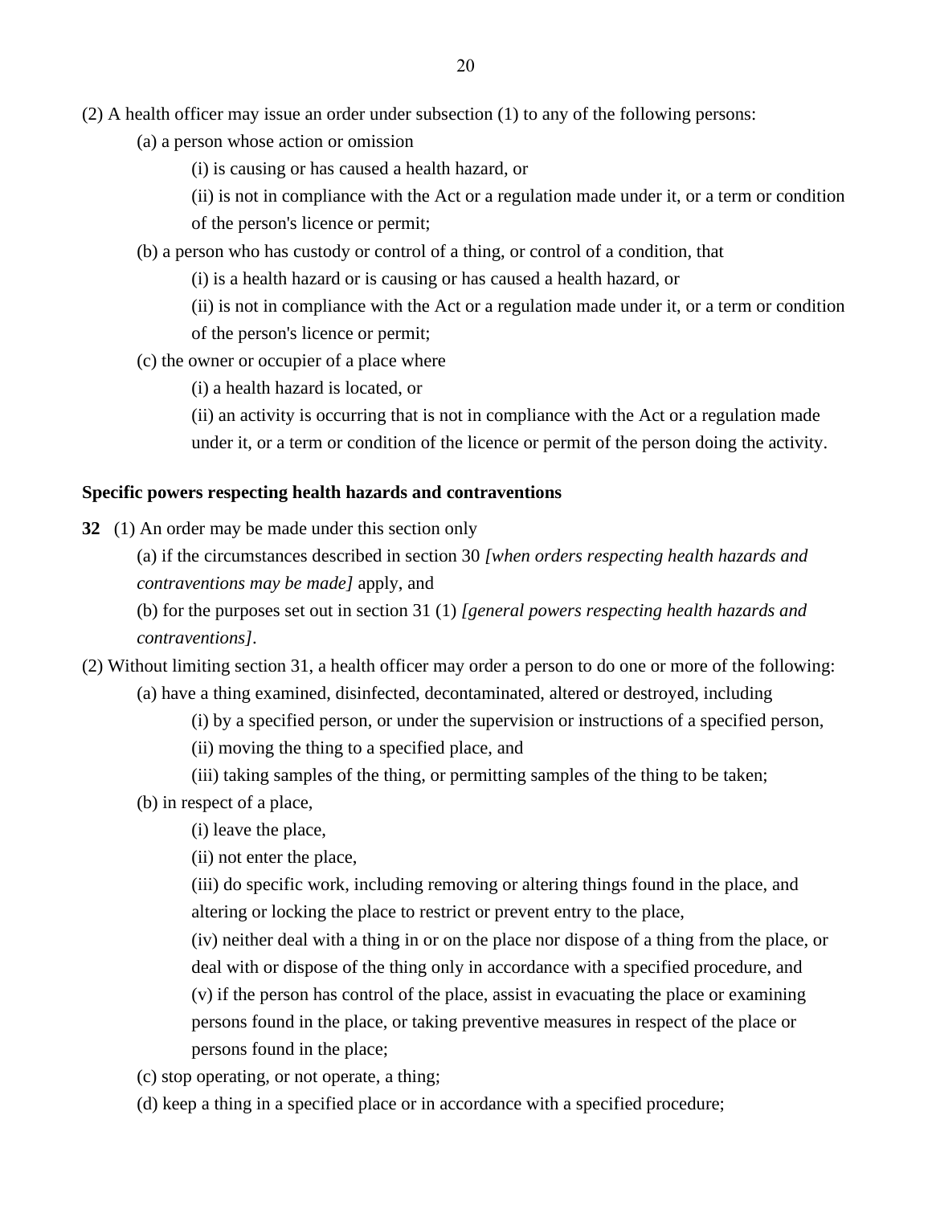(2) A health officer may issue an order under subsection (1) to any of the following persons:

(a) a person whose action or omission

(i) is causing or has caused a health hazard, or

(ii) is not in compliance with the Act or a regulation made under it, or a term or condition of the person's licence or permit;

(b) a person who has custody or control of a thing, or control of a condition, that

(i) is a health hazard or is causing or has caused a health hazard, or

(ii) is not in compliance with the Act or a regulation made under it, or a term or condition of the person's licence or permit;

(c) the owner or occupier of a place where

(i) a health hazard is located, or

(ii) an activity is occurring that is not in compliance with the Act or a regulation made under it, or a term or condition of the licence or permit of the person doing the activity.

**Specific powers respecting health hazards and contraventions**

**32** (1) An order may be made under this section only

(a) if the circumstances described in section 30 *[when orders respecting health hazards and contraventions may be made]* apply, and

(b) for the purposes set out in section 31 (1) *[general powers respecting health hazards and contraventions]*.

(2) Without limiting section 31, a health officer may order a person to do one or more of the following:

(a) have a thing examined, disinfected, decontaminated, altered or destroyed, including

(i) by a specified person, or under the supervision or instructions of a specified person,

(ii) moving the thing to a specified place, and

(iii) taking samples of the thing, or permitting samples of the thing to be taken;

(b) in respect of a place,

(i) leave the place,

(ii) not enter the place,

(iii) do specific work, including removing or altering things found in the place, and altering or locking the place to restrict or prevent entry to the place,

(iv) neither deal with a thing in or on the place nor dispose of a thing from the place, or deal with or dispose of the thing only in accordance with a specified procedure, and

(v) if the person has control of the place, assist in evacuating the place or examining persons found in the place, or taking preventive measures in respect of the place or persons found in the place;

(c) stop operating, or not operate, a thing;

(d) keep a thing in a specified place or in accordance with a specified procedure;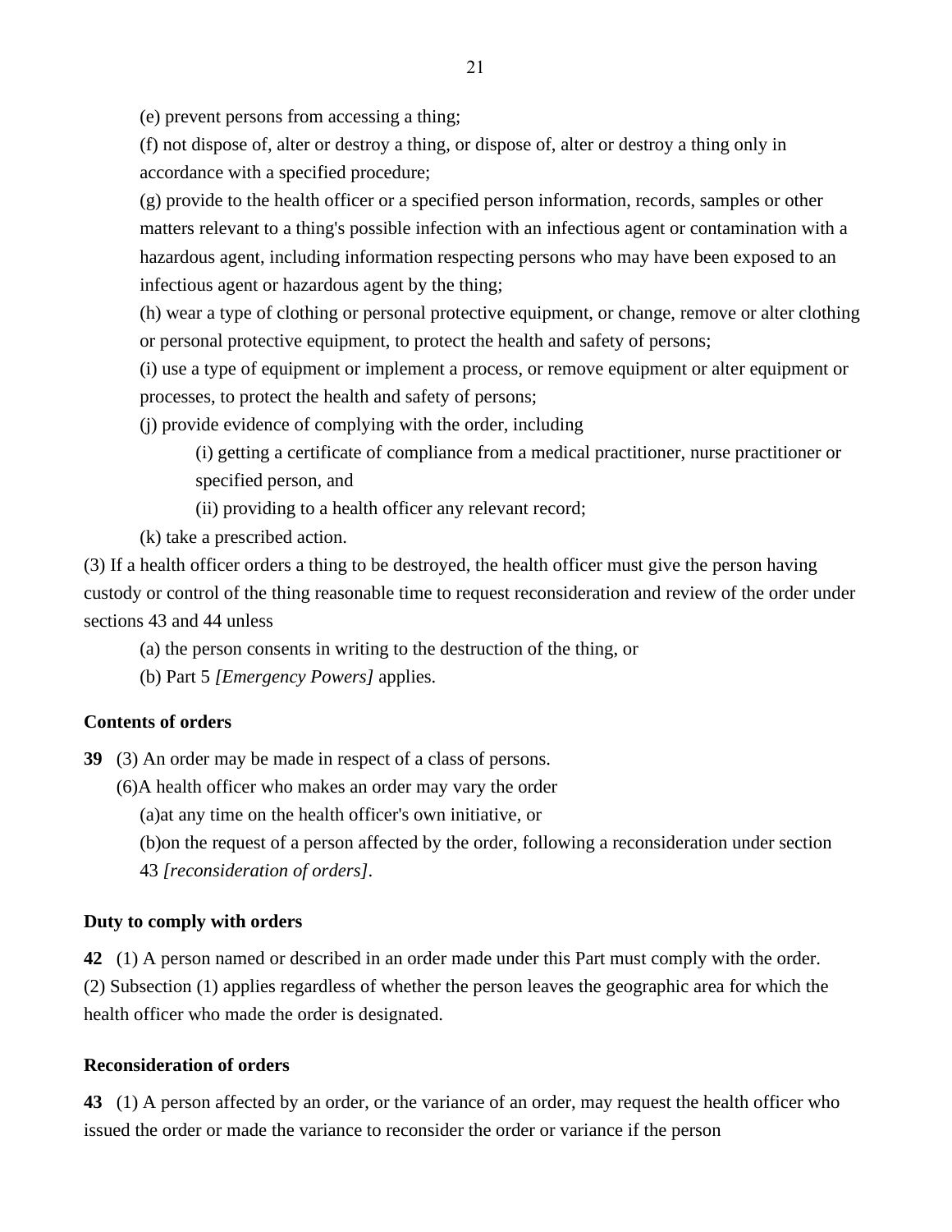(e) prevent persons from accessing a thing;

(f) not dispose of, alter or destroy a thing, or dispose of, alter or destroy a thing only in accordance with a specified procedure;

(g) provide to the health officer or a specified person information, records, samples or other matters relevant to a thing's possible infection with an infectious agent or contamination with a hazardous agent, including information respecting persons who may have been exposed to an infectious agent or hazardous agent by the thing;

(h) wear a type of clothing or personal protective equipment, or change, remove or alter clothing or personal protective equipment, to protect the health and safety of persons;

(i) use a type of equipment or implement a process, or remove equipment or alter equipment or processes, to protect the health and safety of persons;

(j) provide evidence of complying with the order, including

(i) getting a certificate of compliance from a medical practitioner, nurse practitioner or specified person, and

(ii) providing to a health officer any relevant record;

(k) take a prescribed action.

(3) If a health officer orders a thing to be destroyed, the health officer must give the person having custody or control of the thing reasonable time to request reconsideration and review of the order under sections 43 and 44 unless

(a) the person consents in writing to the destruction of the thing, or

(b) Part 5 *[Emergency Powers]* applies.

**Contents of orders**

**39** (3) An order may be made in respect of a class of persons.

(6)A health officer who makes an order may vary the order

(a)at any time on the health officer's own initiative, or

(b)on the request of a person affected by the order, following a reconsideration under section 43 *[reconsideration of orders]*.

**Duty to comply with orders**

**42** (1) A person named or described in an order made under this Part must comply with the order.

(2) Subsection (1) applies regardless of whether the person leaves the geographic area for which the health officer who made the order is designated.

**Reconsideration of orders**

**43** (1) A person affected by an order, or the variance of an order, may request the health officer who issued the order or made the variance to reconsider the order or variance if the person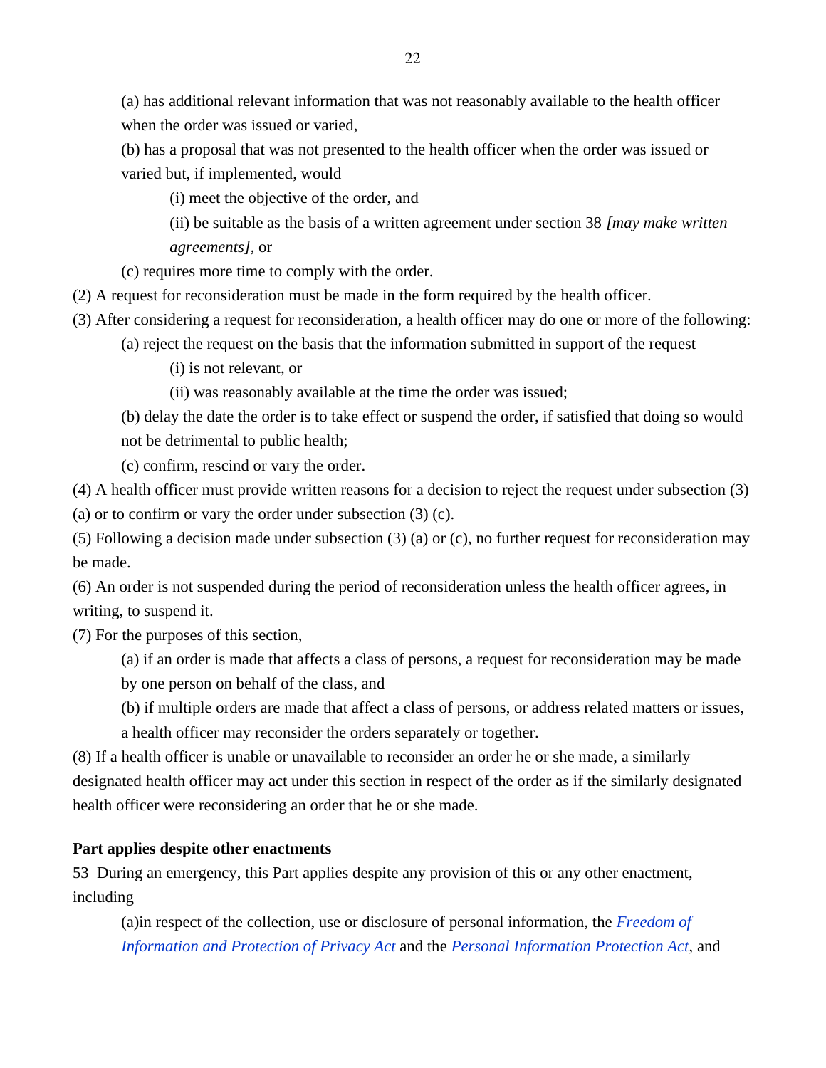(a) has additional relevant information that was not reasonably available to the health officer when the order was issued or varied,

(b) has a proposal that was not presented to the health officer when the order was issued or varied but, if implemented, would

(i) meet the objective of the order, and

(ii) be suitable as the basis of a written agreement under section 38 *[may make written agreements]*, or

(c) requires more time to comply with the order.

(2) A request for reconsideration must be made in the form required by the health officer.

(3) After considering a request for reconsideration, a health officer may do one or more of the following:

(a) reject the request on the basis that the information submitted in support of the request

(i) is not relevant, or

(ii) was reasonably available at the time the order was issued;

(b) delay the date the order is to take effect or suspend the order, if satisfied that doing so would not be detrimental to public health;

(c) confirm, rescind or vary the order.

(4) A health officer must provide written reasons for a decision to reject the request under subsection (3) (a) or to confirm or vary the order under subsection (3) (c).

(5) Following a decision made under subsection (3) (a) or (c), no further request for reconsideration may be made.

(6) An order is not suspended during the period of reconsideration unless the health officer agrees, in writing, to suspend it.

(7) For the purposes of this section,

(a) if an order is made that affects a class of persons, a request for reconsideration may be made by one person on behalf of the class, and

(b) if multiple orders are made that affect a class of persons, or address related matters or issues, a health officer may reconsider the orders separately or together.

(8) If a health officer is unable or unavailable to reconsider an order he or she made, a similarly designated health officer may act under this section in respect of the order as if the similarly designated health officer were reconsidering an order that he or she made.

**Part applies despite other enactments**

53 During an emergency, this Part applies despite any provision of this or any other enactment, including

(a)in respect of the collection, use or disclosure of personal information, the *Freedom of Information and Protection of Privacy Act* and the *Personal Information Protection Act*, and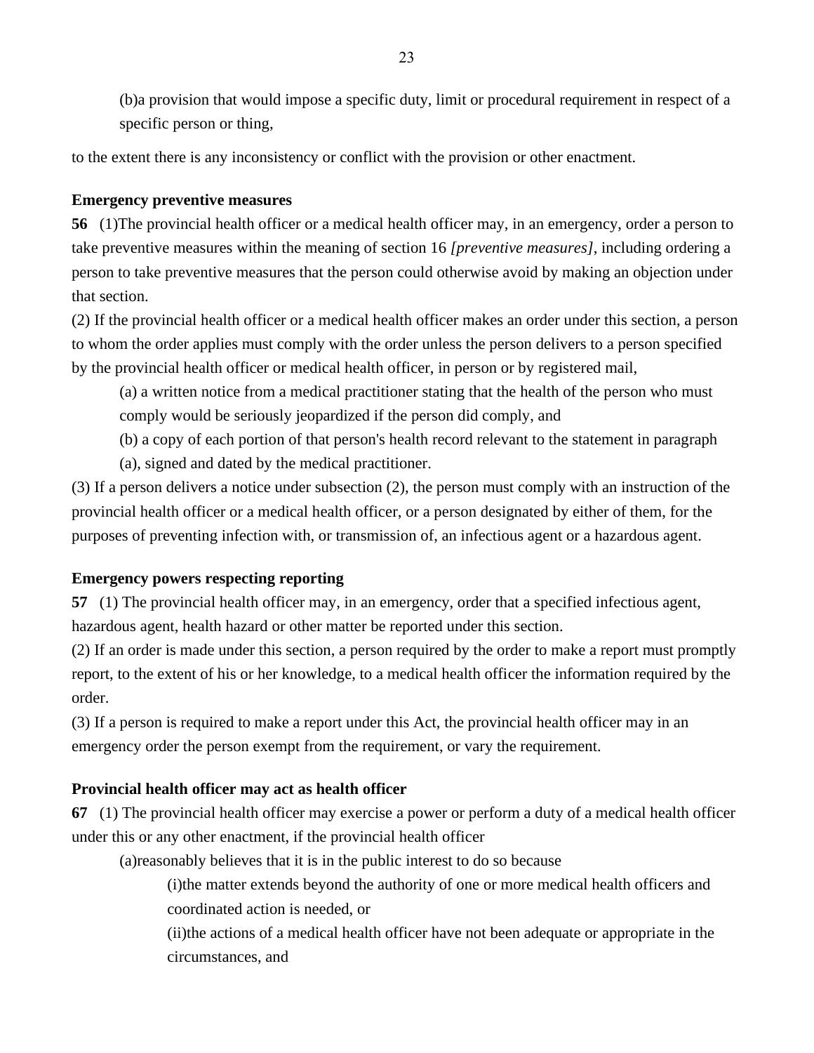(b)a provision that would impose a specific duty, limit or procedural requirement in respect of a specific person or thing,

to the extent there is any inconsistency or conflict with the provision or other enactment.

**Emergency preventive measures**

**56** (1)The provincial health officer or a medical health officer may, in an emergency, order a person to take preventive measures within the meaning of section 16 *[preventive measures]*, including ordering a person to take preventive measures that the person could otherwise avoid by making an objection under that section.

(2) If the provincial health officer or a medical health officer makes an order under this section, a person to whom the order applies must comply with the order unless the person delivers to a person specified by the provincial health officer or medical health officer, in person or by registered mail,

(a) a written notice from a medical practitioner stating that the health of the person who must comply would be seriously jeopardized if the person did comply, and

(b) a copy of each portion of that person's health record relevant to the statement in paragraph (a), signed and dated by the medical practitioner.

(3) If a person delivers a notice under subsection (2), the person must comply with an instruction of the provincial health officer or a medical health officer, or a person designated by either of them, for the purposes of preventing infection with, or transmission of, an infectious agent or a hazardous agent.

**Emergency powers respecting reporting**

**57** (1) The provincial health officer may, in an emergency, order that a specified infectious agent, hazardous agent, health hazard or other matter be reported under this section.

(2) If an order is made under this section, a person required by the order to make a report must promptly report, to the extent of his or her knowledge, to a medical health officer the information required by the order.

(3) If a person is required to make a report under this Act, the provincial health officer may in an emergency order the person exempt from the requirement, or vary the requirement.

**Provincial health officer may act as health officer**

**67** (1) The provincial health officer may exercise a power or perform a duty of a medical health officer under this or any other enactment, if the provincial health officer

(a)reasonably believes that it is in the public interest to do so because

(i)the matter extends beyond the authority of one or more medical health officers and coordinated action is needed, or

(ii)the actions of a medical health officer have not been adequate or appropriate in the circumstances, and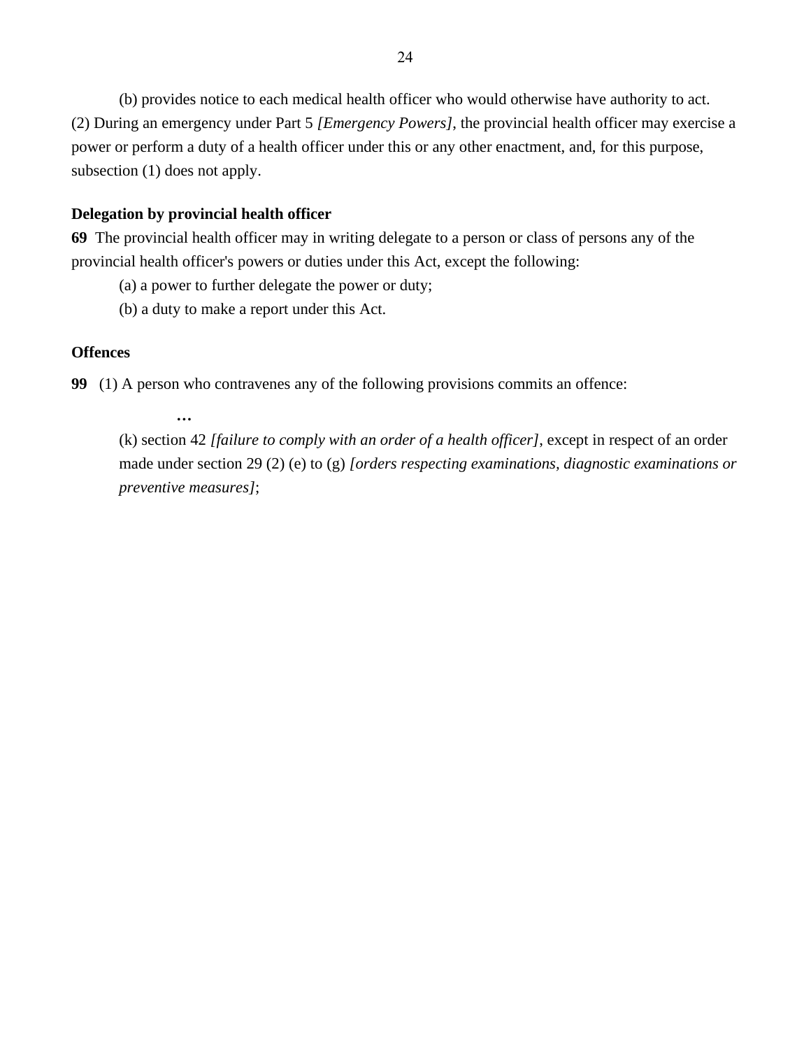(b) provides notice to each medical health officer who would otherwise have authority to act.

(2) During an emergency under Part 5 *[Emergency Powers]*, the provincial health officer may exercise a power or perform a duty of a health officer under this or any other enactment, and, for this purpose, subsection (1) does not apply.

**Delegation by provincial health officer**

**69** The provincial health officer may in writing delegate to a person or class of persons any of the provincial health officer's powers or duties under this Act, except the following:

(a) a power to further delegate the power or duty;

(b) a duty to make a report under this Act.

**Offences**

**99** (1) A person who contravenes any of the following provisions commits an offence:

**…**

(k) section 42 *[failure to comply with an order of a health officer]*, except in respect of an order made under section 29 (2) (e) to (g) *[orders respecting examinations, diagnostic examinations or preventive measures]*;